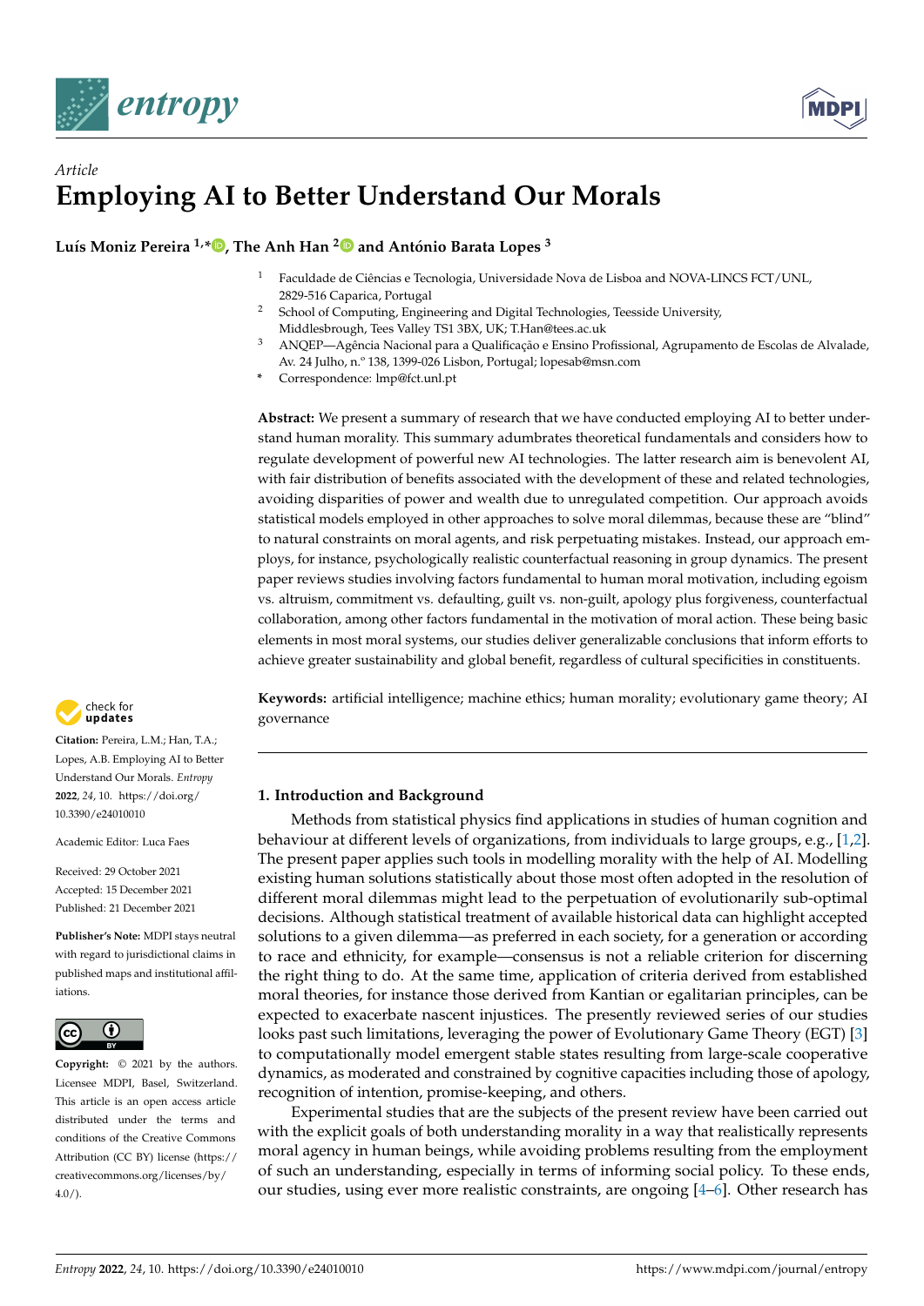*Article*

# Employing AI to Better Understand Our Morals

**Luís Moniz Pereira [1,*], The Anh Han [2] and António Barata Lopes [3]**

[1] Faculdade de Ciências e Tecnologia, Universidade Nova de Lisboa and NOVA-LINCS FCT/UNL, 2829-516 Caparica, Portugal

[2] School of Computing, Engineering and Digital Technologies, Teesside University, Middlesbrough, Tees Valley TS1 3BX, UK; T.Han@tees.ac.uk

[3] ANQEP—Agência Nacional para a Qualificação e Ensino Profissional, Agrupamento de Escolas de Alvalade, Av. 24 Julho, n.º 138, 1399-026 Lisbon, Portugal; lopesab@msn.com

* Correspondence: lmp@fct.unl.pt

**Abstract:** We present a summary of research that we have conducted employing AI to better understand human morality. This summary adumbrates theoretical fundamentals and considers how to regulate development of powerful new AI technologies. The latter research aim is benevolent AI, with fair distribution of benefits associated with the development of these and related technologies, avoiding disparities of power and wealth due to unregulated competition. Our approach avoids statistical models employed in other approaches to solve moral dilemmas, because these are "blind" to natural constraints on moral agents, and risk perpetuating mistakes. Instead, our approach employs, for instance, psychologically realistic counterfactual reasoning in group dynamics. The present paper reviews studies involving factors fundamental to human moral motivation, including egoism vs. altruism, commitment vs. defaulting, guilt vs. non-guilt, apology plus forgiveness, counterfactual collaboration, among other factors fundamental in the motivation of moral action. These being basic elements in most moral systems, our studies deliver generalizable conclusions that inform efforts to achieve greater sustainability and global benefit, regardless of cultural specificities in constituents.

**Keywords:** artificial intelligence; machine ethics; human morality; evolutionary game theory; AI governance

**Citation:** Pereira, L.M.; Han, T.A.; Lopes, A.B. Employing AI to Better Understand Our Morals. *Entropy* **2022**, *24*, 10. https://doi.org/10.3390/e24010010

Academic Editor: Luca Faes

Received: 29 October 2021
Accepted: 15 December 2021
Published: 21 December 2021

**Publisher's Note:** MDPI stays neutral with regard to jurisdictional claims in published maps and institutional affiliations.

**Copyright:** © 2021 by the authors. Licensee MDPI, Basel, Switzerland. This article is an open access article distributed under the terms and conditions of the Creative Commons Attribution (CC BY) license (https://creativecommons.org/licenses/by/4.0/).

## 1. Introduction and Background

Methods from statistical physics find applications in studies of human cognition and behaviour at different levels of organizations, from individuals to large groups, e.g., [1,2]. The present paper applies such tools in modelling morality with the help of AI. Modelling existing human solutions statistically about those most often adopted in the resolution of different moral dilemmas might lead to the perpetuation of evolutionarily sub-optimal decisions. Although statistical treatment of available historical data can highlight accepted solutions to a given dilemma—as preferred in each society, for a generation or according to race and ethnicity, for example—consensus is not a reliable criterion for discerning the right thing to do. At the same time, application of criteria derived from established moral theories, for instance those derived from Kantian or egalitarian principles, can be expected to exacerbate nascent injustices. The presently reviewed series of our studies looks past such limitations, leveraging the power of Evolutionary Game Theory (EGT) [3] to computationally model emergent stable states resulting from large-scale cooperative dynamics, as moderated and constrained by cognitive capacities including those of apology, recognition of intention, promise-keeping, and others.

Experimental studies that are the subjects of the present review have been carried out with the explicit goals of both understanding morality in a way that realistically represents moral agency in human beings, while avoiding problems resulting from the employment of such an understanding, especially in terms of informing social policy. To these ends, our studies, using ever more realistic constraints, are ongoing [4–6]. Other research has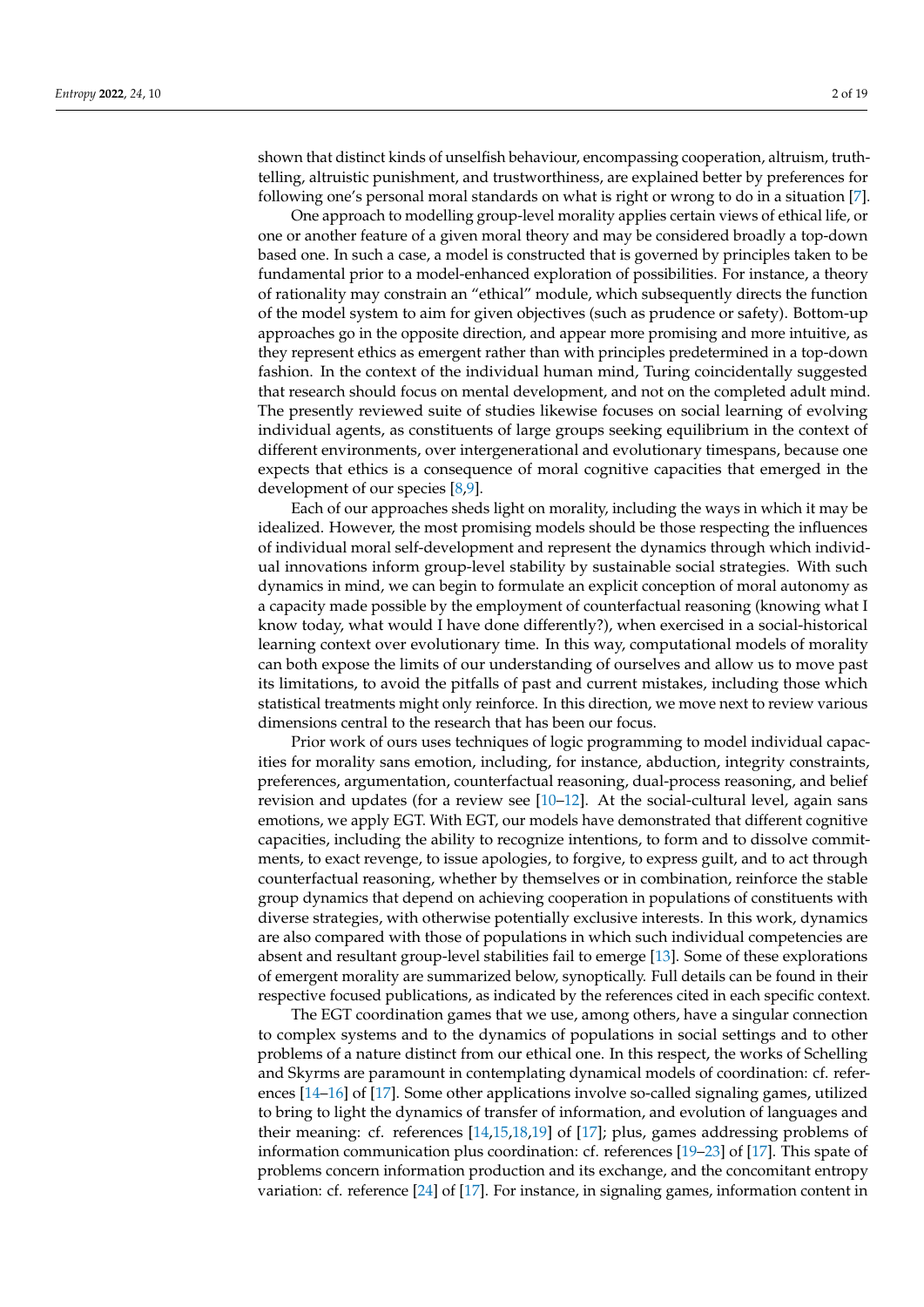shown that distinct kinds of unselfish behaviour, encompassing cooperation, altruism, truth-telling, altruistic punishment, and trustworthiness, are explained better by preferences for following one's personal moral standards on what is right or wrong to do in a situation [7].

One approach to modelling group-level morality applies certain views of ethical life, or one or another feature of a given moral theory and may be considered broadly a top-down based one. In such a case, a model is constructed that is governed by principles taken to be fundamental prior to a model-enhanced exploration of possibilities. For instance, a theory of rationality may constrain an "ethical" module, which subsequently directs the function of the model system to aim for given objectives (such as prudence or safety). Bottom-up approaches go in the opposite direction, and appear more promising and more intuitive, as they represent ethics as emergent rather than with principles predetermined in a top-down fashion. In the context of the individual human mind, Turing coincidentally suggested that research should focus on mental development, and not on the completed adult mind. The presently reviewed suite of studies likewise focuses on social learning of evolving individual agents, as constituents of large groups seeking equilibrium in the context of different environments, over intergenerational and evolutionary timespans, because one expects that ethics is a consequence of moral cognitive capacities that emerged in the development of our species [8,9].

Each of our approaches sheds light on morality, including the ways in which it may be idealized. However, the most promising models should be those respecting the influences of individual moral self-development and represent the dynamics through which individual innovations inform group-level stability by sustainable social strategies. With such dynamics in mind, we can begin to formulate an explicit conception of moral autonomy as a capacity made possible by the employment of counterfactual reasoning (knowing what I know today, what would I have done differently?), when exercised in a social-historical learning context over evolutionary time. In this way, computational models of morality can both expose the limits of our understanding of ourselves and allow us to move past its limitations, to avoid the pitfalls of past and current mistakes, including those which statistical treatments might only reinforce. In this direction, we move next to review various dimensions central to the research that has been our focus.

Prior work of ours uses techniques of logic programming to model individual capacities for morality sans emotion, including, for instance, abduction, integrity constraints, preferences, argumentation, counterfactual reasoning, dual-process reasoning, and belief revision and updates (for a review see [10–12]. At the social-cultural level, again sans emotions, we apply EGT. With EGT, our models have demonstrated that different cognitive capacities, including the ability to recognize intentions, to form and to dissolve commitments, to exact revenge, to issue apologies, to forgive, to express guilt, and to act through counterfactual reasoning, whether by themselves or in combination, reinforce the stable group dynamics that depend on achieving cooperation in populations of constituents with diverse strategies, with otherwise potentially exclusive interests. In this work, dynamics are also compared with those of populations in which such individual competencies are absent and resultant group-level stabilities fail to emerge [13]. Some of these explorations of emergent morality are summarized below, synoptically. Full details can be found in their respective focused publications, as indicated by the references cited in each specific context.

The EGT coordination games that we use, among others, have a singular connection to complex systems and to the dynamics of populations in social settings and to other problems of a nature distinct from our ethical one. In this respect, the works of Schelling and Skyrms are paramount in contemplating dynamical models of coordination: cf. references [14–16] of [17]. Some other applications involve so-called signaling games, utilized to bring to light the dynamics of transfer of information, and evolution of languages and their meaning: cf. references [14,15,18,19] of [17]; plus, games addressing problems of information communication plus coordination: cf. references [19–23] of [17]. This spate of problems concern information production and its exchange, and the concomitant entropy variation: cf. reference [24] of [17]. For instance, in signaling games, information content in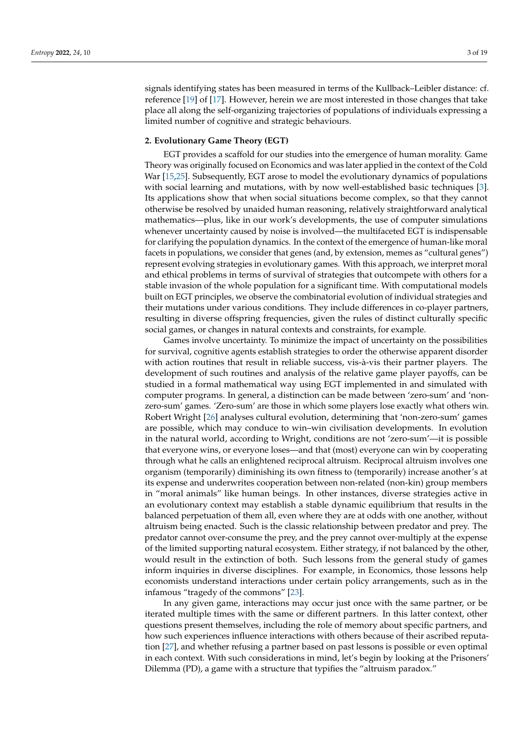signals identifying states has been measured in terms of the Kullback–Leibler distance: cf. reference [19] of [17]. However, herein we are most interested in those changes that take place all along the self-organizing trajectories of populations of individuals expressing a limited number of cognitive and strategic behaviours.

## 2. Evolutionary Game Theory (EGT)

EGT provides a scaffold for our studies into the emergence of human morality. Game Theory was originally focused on Economics and was later applied in the context of the Cold War [15,25]. Subsequently, EGT arose to model the evolutionary dynamics of populations with social learning and mutations, with by now well-established basic techniques [3]. Its applications show that when social situations become complex, so that they cannot otherwise be resolved by unaided human reasoning, relatively straightforward analytical mathematics—plus, like in our work's developments, the use of computer simulations whenever uncertainty caused by noise is involved—the multifaceted EGT is indispensable for clarifying the population dynamics. In the context of the emergence of human-like moral facets in populations, we consider that genes (and, by extension, memes as "cultural genes") represent evolving strategies in evolutionary games. With this approach, we interpret moral and ethical problems in terms of survival of strategies that outcompete with others for a stable invasion of the whole population for a significant time. With computational models built on EGT principles, we observe the combinatorial evolution of individual strategies and their mutations under various conditions. They include differences in co-player partners, resulting in diverse offspring frequencies, given the rules of distinct culturally specific social games, or changes in natural contexts and constraints, for example.

Games involve uncertainty. To minimize the impact of uncertainty on the possibilities for survival, cognitive agents establish strategies to order the otherwise apparent disorder with action routines that result in reliable success, vis-à-vis their partner players. The development of such routines and analysis of the relative game player payoffs, can be studied in a formal mathematical way using EGT implemented in and simulated with computer programs. In general, a distinction can be made between 'zero-sum' and 'non-zero-sum' games. 'Zero-sum' are those in which some players lose exactly what others win. Robert Wright [26] analyses cultural evolution, determining that 'non-zero-sum' games are possible, which may conduce to win–win civilisation developments. In evolution in the natural world, according to Wright, conditions are not 'zero-sum'—it is possible that everyone wins, or everyone loses—and that (most) everyone can win by cooperating through what he calls an enlightened reciprocal altruism. Reciprocal altruism involves one organism (temporarily) diminishing its own fitness to (temporarily) increase another's at its expense and underwrites cooperation between non-related (non-kin) group members in "moral animals" like human beings. In other instances, diverse strategies active in an evolutionary context may establish a stable dynamic equilibrium that results in the balanced perpetuation of them all, even where they are at odds with one another, without altruism being enacted. Such is the classic relationship between predator and prey. The predator cannot over-consume the prey, and the prey cannot over-multiply at the expense of the limited supporting natural ecosystem. Either strategy, if not balanced by the other, would result in the extinction of both. Such lessons from the general study of games inform inquiries in diverse disciplines. For example, in Economics, those lessons help economists understand interactions under certain policy arrangements, such as in the infamous "tragedy of the commons" [23].

In any given game, interactions may occur just once with the same partner, or be iterated multiple times with the same or different partners. In this latter context, other questions present themselves, including the role of memory about specific partners, and how such experiences influence interactions with others because of their ascribed reputation [27], and whether refusing a partner based on past lessons is possible or even optimal in each context. With such considerations in mind, let's begin by looking at the Prisoners' Dilemma (PD), a game with a structure that typifies the "altruism paradox."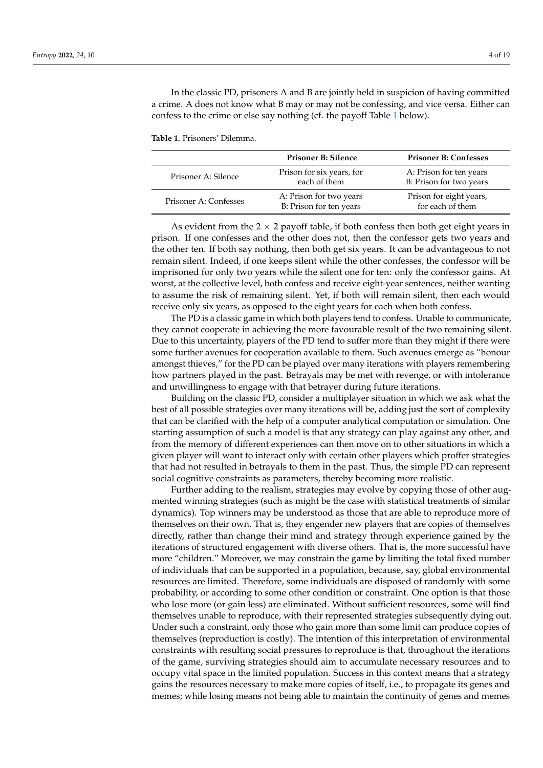In the classic PD, prisoners A and B are jointly held in suspicion of having committed a crime. A does not know what B may or may not be confessing, and vice versa. Either can confess to the crime or else say nothing (cf. the payoff Table 1 below).

**Table 1.** Prisoners' Dilemma.

| | **Prisoner B: Silence** | **Prisoner B: Confesses** |
|---|---|---|
| Prisoner A: Silence | Prison for six years, for each of them | A: Prison for ten years B: Prison for two years |
| Prisoner A: Confesses | A: Prison for two years B: Prison for ten years | Prison for eight years, for each of them |

As evident from the $2 \times 2$ payoff table, if both confess then both get eight years in prison. If one confesses and the other does not, then the confessor gets two years and the other ten. If both say nothing, then both get six years. It can be advantageous to not remain silent. Indeed, if one keeps silent while the other confesses, the confessor will be imprisoned for only two years while the silent one for ten: only the confessor gains. At worst, at the collective level, both confess and receive eight-year sentences, neither wanting to assume the risk of remaining silent. Yet, if both will remain silent, then each would receive only six years, as opposed to the eight years for each when both confess.

The PD is a classic game in which both players tend to confess. Unable to communicate, they cannot cooperate in achieving the more favourable result of the two remaining silent. Due to this uncertainty, players of the PD tend to suffer more than they might if there were some further avenues for cooperation available to them. Such avenues emerge as "honour amongst thieves," for the PD can be played over many iterations with players remembering how partners played in the past. Betrayals may be met with revenge, or with intolerance and unwillingness to engage with that betrayer during future iterations.

Building on the classic PD, consider a multiplayer situation in which we ask what the best of all possible strategies over many iterations will be, adding just the sort of complexity that can be clarified with the help of a computer analytical computation or simulation. One starting assumption of such a model is that any strategy can play against any other, and from the memory of different experiences can then move on to other situations in which a given player will want to interact only with certain other players which proffer strategies that had not resulted in betrayals to them in the past. Thus, the simple PD can represent social cognitive constraints as parameters, thereby becoming more realistic.

Further adding to the realism, strategies may evolve by copying those of other augmented winning strategies (such as might be the case with statistical treatments of similar dynamics). Top winners may be understood as those that are able to reproduce more of themselves on their own. That is, they engender new players that are copies of themselves directly, rather than change their mind and strategy through experience gained by the iterations of structured engagement with diverse others. That is, the more successful have more "children." Moreover, we may constrain the game by limiting the total fixed number of individuals that can be supported in a population, because, say, global environmental resources are limited. Therefore, some individuals are disposed of randomly with some probability, or according to some other condition or constraint. One option is that those who lose more (or gain less) are eliminated. Without sufficient resources, some will find themselves unable to reproduce, with their represented strategies subsequently dying out. Under such a constraint, only those who gain more than some limit can produce copies of themselves (reproduction is costly). The intention of this interpretation of environmental constraints with resulting social pressures to reproduce is that, throughout the iterations of the game, surviving strategies should aim to accumulate necessary resources and to occupy vital space in the limited population. Success in this context means that a strategy gains the resources necessary to make more copies of itself, i.e., to propagate its genes and memes; while losing means not being able to maintain the continuity of genes and memes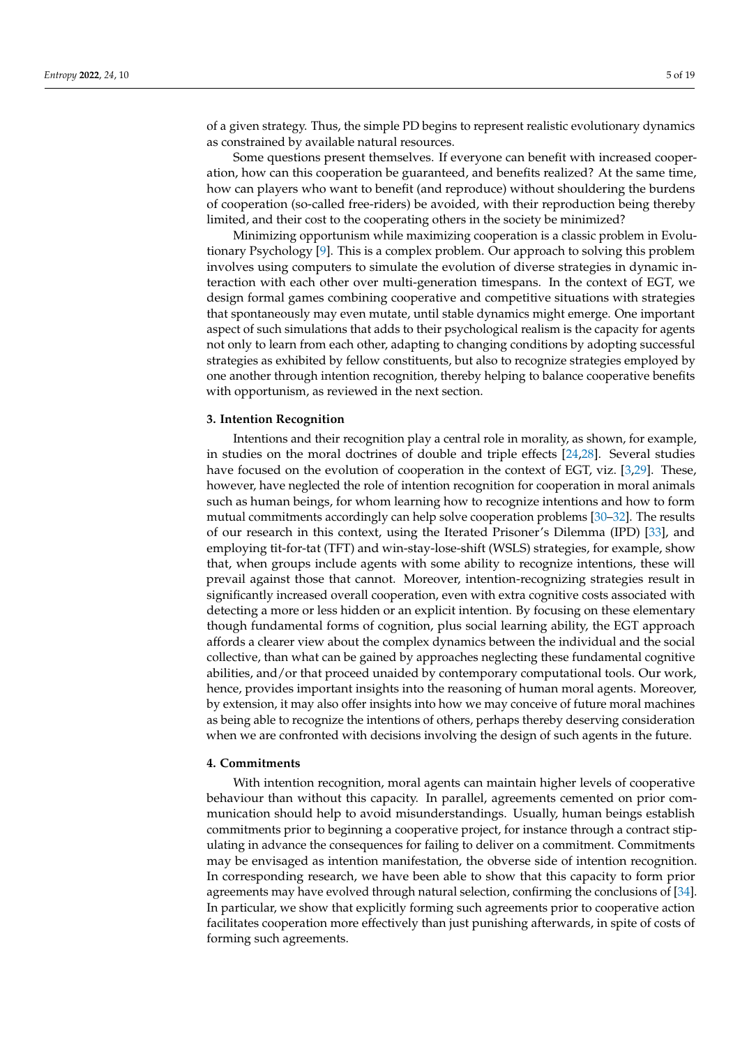of a given strategy. Thus, the simple PD begins to represent realistic evolutionary dynamics as constrained by available natural resources.

Some questions present themselves. If everyone can benefit with increased cooperation, how can this cooperation be guaranteed, and benefits realized? At the same time, how can players who want to benefit (and reproduce) without shouldering the burdens of cooperation (so-called free-riders) be avoided, with their reproduction being thereby limited, and their cost to the cooperating others in the society be minimized?

Minimizing opportunism while maximizing cooperation is a classic problem in Evolutionary Psychology [9]. This is a complex problem. Our approach to solving this problem involves using computers to simulate the evolution of diverse strategies in dynamic interaction with each other over multi-generation timespans. In the context of EGT, we design formal games combining cooperative and competitive situations with strategies that spontaneously may even mutate, until stable dynamics might emerge. One important aspect of such simulations that adds to their psychological realism is the capacity for agents not only to learn from each other, adapting to changing conditions by adopting successful strategies as exhibited by fellow constituents, but also to recognize strategies employed by one another through intention recognition, thereby helping to balance cooperative benefits with opportunism, as reviewed in the next section.

## 3. Intention Recognition

Intentions and their recognition play a central role in morality, as shown, for example, in studies on the moral doctrines of double and triple effects [24,28]. Several studies have focused on the evolution of cooperation in the context of EGT, viz. [3,29]. These, however, have neglected the role of intention recognition for cooperation in moral animals such as human beings, for whom learning how to recognize intentions and how to form mutual commitments accordingly can help solve cooperation problems [30–32]. The results of our research in this context, using the Iterated Prisoner's Dilemma (IPD) [33], and employing tit-for-tat (TFT) and win-stay-lose-shift (WSLS) strategies, for example, show that, when groups include agents with some ability to recognize intentions, these will prevail against those that cannot. Moreover, intention-recognizing strategies result in significantly increased overall cooperation, even with extra cognitive costs associated with detecting a more or less hidden or an explicit intention. By focusing on these elementary though fundamental forms of cognition, plus social learning ability, the EGT approach affords a clearer view about the complex dynamics between the individual and the social collective, than what can be gained by approaches neglecting these fundamental cognitive abilities, and/or that proceed unaided by contemporary computational tools. Our work, hence, provides important insights into the reasoning of human moral agents. Moreover, by extension, it may also offer insights into how we may conceive of future moral machines as being able to recognize the intentions of others, perhaps thereby deserving consideration when we are confronted with decisions involving the design of such agents in the future.

## 4. Commitments

With intention recognition, moral agents can maintain higher levels of cooperative behaviour than without this capacity. In parallel, agreements cemented on prior communication should help to avoid misunderstandings. Usually, human beings establish commitments prior to beginning a cooperative project, for instance through a contract stipulating in advance the consequences for failing to deliver on a commitment. Commitments may be envisaged as intention manifestation, the obverse side of intention recognition. In corresponding research, we have been able to show that this capacity to form prior agreements may have evolved through natural selection, confirming the conclusions of [34]. In particular, we show that explicitly forming such agreements prior to cooperative action facilitates cooperation more effectively than just punishing afterwards, in spite of costs of forming such agreements.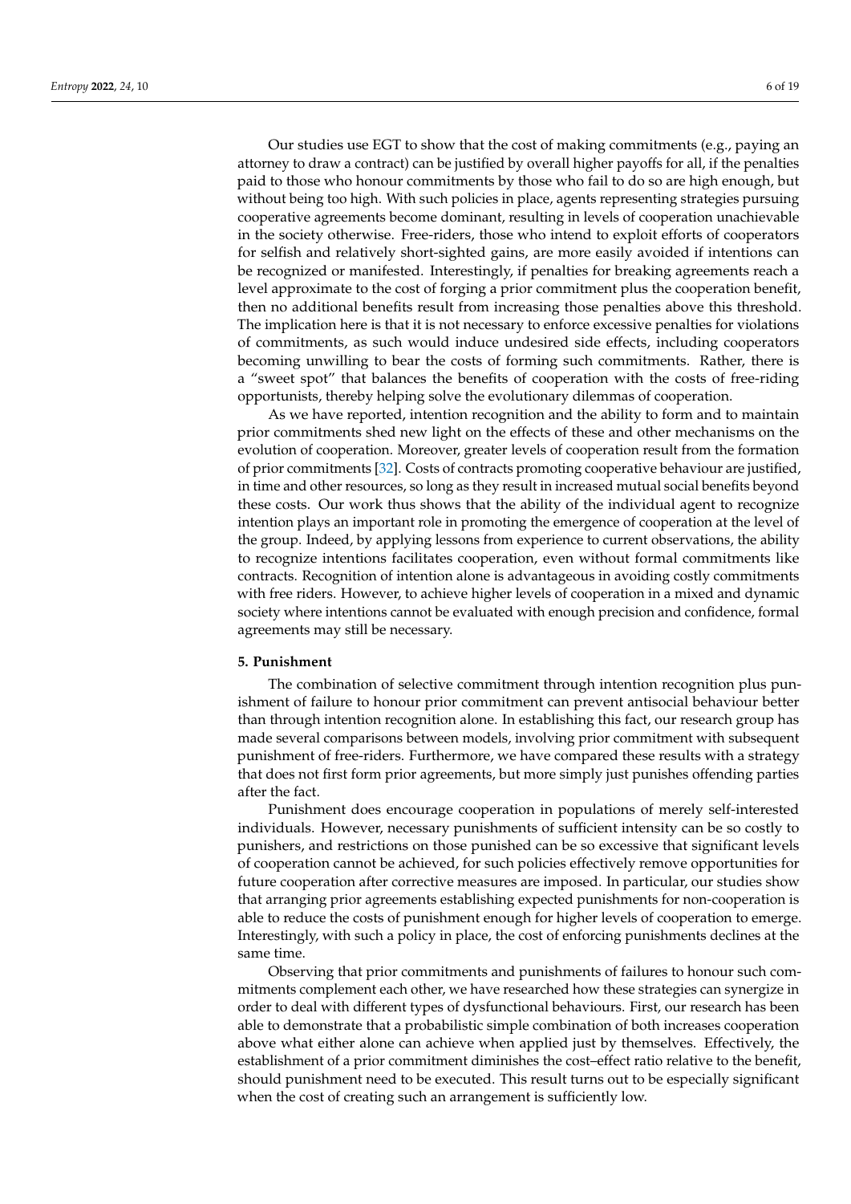Our studies use EGT to show that the cost of making commitments (e.g., paying an attorney to draw a contract) can be justified by overall higher payoffs for all, if the penalties paid to those who honour commitments by those who fail to do so are high enough, but without being too high. With such policies in place, agents representing strategies pursuing cooperative agreements become dominant, resulting in levels of cooperation unachievable in the society otherwise. Free-riders, those who intend to exploit efforts of cooperators for selfish and relatively short-sighted gains, are more easily avoided if intentions can be recognized or manifested. Interestingly, if penalties for breaking agreements reach a level approximate to the cost of forging a prior commitment plus the cooperation benefit, then no additional benefits result from increasing those penalties above this threshold. The implication here is that it is not necessary to enforce excessive penalties for violations of commitments, as such would induce undesired side effects, including cooperators becoming unwilling to bear the costs of forming such commitments. Rather, there is a "sweet spot" that balances the benefits of cooperation with the costs of free-riding opportunists, thereby helping solve the evolutionary dilemmas of cooperation.

As we have reported, intention recognition and the ability to form and to maintain prior commitments shed new light on the effects of these and other mechanisms on the evolution of cooperation. Moreover, greater levels of cooperation result from the formation of prior commitments [32]. Costs of contracts promoting cooperative behaviour are justified, in time and other resources, so long as they result in increased mutual social benefits beyond these costs. Our work thus shows that the ability of the individual agent to recognize intention plays an important role in promoting the emergence of cooperation at the level of the group. Indeed, by applying lessons from experience to current observations, the ability to recognize intentions facilitates cooperation, even without formal commitments like contracts. Recognition of intention alone is advantageous in avoiding costly commitments with free riders. However, to achieve higher levels of cooperation in a mixed and dynamic society where intentions cannot be evaluated with enough precision and confidence, formal agreements may still be necessary.

## 5. Punishment

The combination of selective commitment through intention recognition plus punishment of failure to honour prior commitment can prevent antisocial behaviour better than through intention recognition alone. In establishing this fact, our research group has made several comparisons between models, involving prior commitment with subsequent punishment of free-riders. Furthermore, we have compared these results with a strategy that does not first form prior agreements, but more simply just punishes offending parties after the fact.

Punishment does encourage cooperation in populations of merely self-interested individuals. However, necessary punishments of sufficient intensity can be so costly to punishers, and restrictions on those punished can be so excessive that significant levels of cooperation cannot be achieved, for such policies effectively remove opportunities for future cooperation after corrective measures are imposed. In particular, our studies show that arranging prior agreements establishing expected punishments for non-cooperation is able to reduce the costs of punishment enough for higher levels of cooperation to emerge. Interestingly, with such a policy in place, the cost of enforcing punishments declines at the same time.

Observing that prior commitments and punishments of failures to honour such commitments complement each other, we have researched how these strategies can synergize in order to deal with different types of dysfunctional behaviours. First, our research has been able to demonstrate that a probabilistic simple combination of both increases cooperation above what either alone can achieve when applied just by themselves. Effectively, the establishment of a prior commitment diminishes the cost–effect ratio relative to the benefit, should punishment need to be executed. This result turns out to be especially significant when the cost of creating such an arrangement is sufficiently low.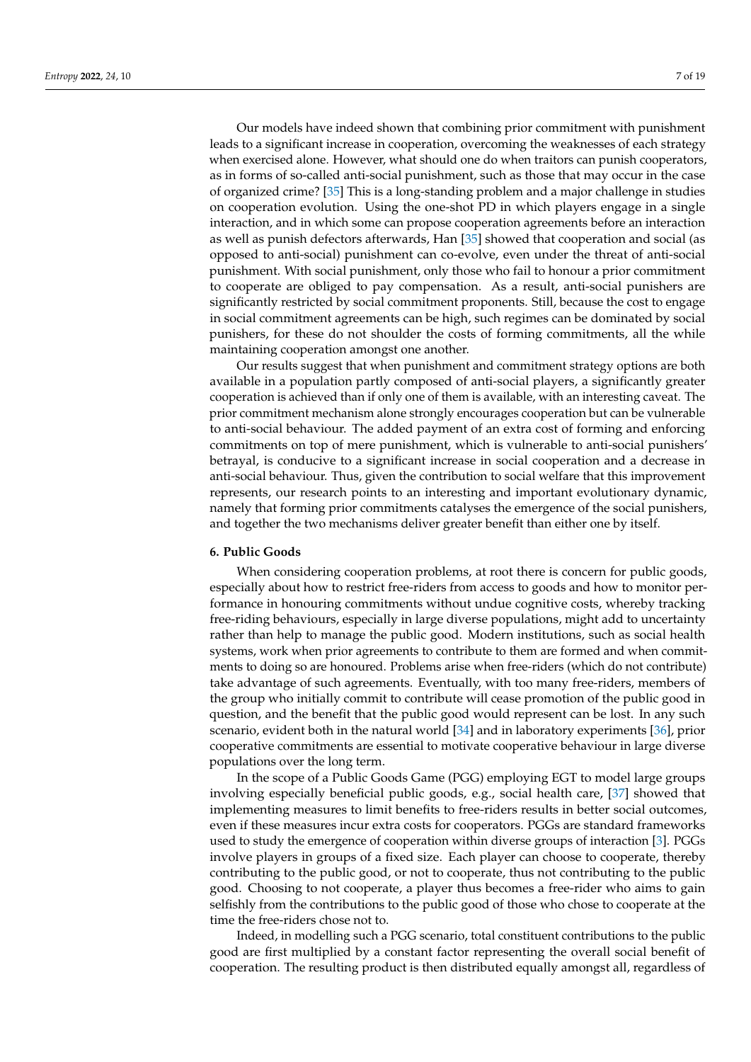Our models have indeed shown that combining prior commitment with punishment leads to a significant increase in cooperation, overcoming the weaknesses of each strategy when exercised alone. However, what should one do when traitors can punish cooperators, as in forms of so-called anti-social punishment, such as those that may occur in the case of organized crime? [35] This is a long-standing problem and a major challenge in studies on cooperation evolution. Using the one-shot PD in which players engage in a single interaction, and in which some can propose cooperation agreements before an interaction as well as punish defectors afterwards, Han [35] showed that cooperation and social (as opposed to anti-social) punishment can co-evolve, even under the threat of anti-social punishment. With social punishment, only those who fail to honour a prior commitment to cooperate are obliged to pay compensation. As a result, anti-social punishers are significantly restricted by social commitment proponents. Still, because the cost to engage in social commitment agreements can be high, such regimes can be dominated by social punishers, for these do not shoulder the costs of forming commitments, all the while maintaining cooperation amongst one another.

Our results suggest that when punishment and commitment strategy options are both available in a population partly composed of anti-social players, a significantly greater cooperation is achieved than if only one of them is available, with an interesting caveat. The prior commitment mechanism alone strongly encourages cooperation but can be vulnerable to anti-social behaviour. The added payment of an extra cost of forming and enforcing commitments on top of mere punishment, which is vulnerable to anti-social punishers' betrayal, is conducive to a significant increase in social cooperation and a decrease in anti-social behaviour. Thus, given the contribution to social welfare that this improvement represents, our research points to an interesting and important evolutionary dynamic, namely that forming prior commitments catalyses the emergence of the social punishers, and together the two mechanisms deliver greater benefit than either one by itself.

## 6. Public Goods

When considering cooperation problems, at root there is concern for public goods, especially about how to restrict free-riders from access to goods and how to monitor performance in honouring commitments without undue cognitive costs, whereby tracking free-riding behaviours, especially in large diverse populations, might add to uncertainty rather than help to manage the public good. Modern institutions, such as social health systems, work when prior agreements to contribute to them are formed and when commitments to doing so are honoured. Problems arise when free-riders (which do not contribute) take advantage of such agreements. Eventually, with too many free-riders, members of the group who initially commit to contribute will cease promotion of the public good in question, and the benefit that the public good would represent can be lost. In any such scenario, evident both in the natural world [34] and in laboratory experiments [36], prior cooperative commitments are essential to motivate cooperative behaviour in large diverse populations over the long term.

In the scope of a Public Goods Game (PGG) employing EGT to model large groups involving especially beneficial public goods, e.g., social health care, [37] showed that implementing measures to limit benefits to free-riders results in better social outcomes, even if these measures incur extra costs for cooperators. PGGs are standard frameworks used to study the emergence of cooperation within diverse groups of interaction [3]. PGGs involve players in groups of a fixed size. Each player can choose to cooperate, thereby contributing to the public good, or not to cooperate, thus not contributing to the public good. Choosing to not cooperate, a player thus becomes a free-rider who aims to gain selfishly from the contributions to the public good of those who chose to cooperate at the time the free-riders chose not to.

Indeed, in modelling such a PGG scenario, total constituent contributions to the public good are first multiplied by a constant factor representing the overall social benefit of cooperation. The resulting product is then distributed equally amongst all, regardless of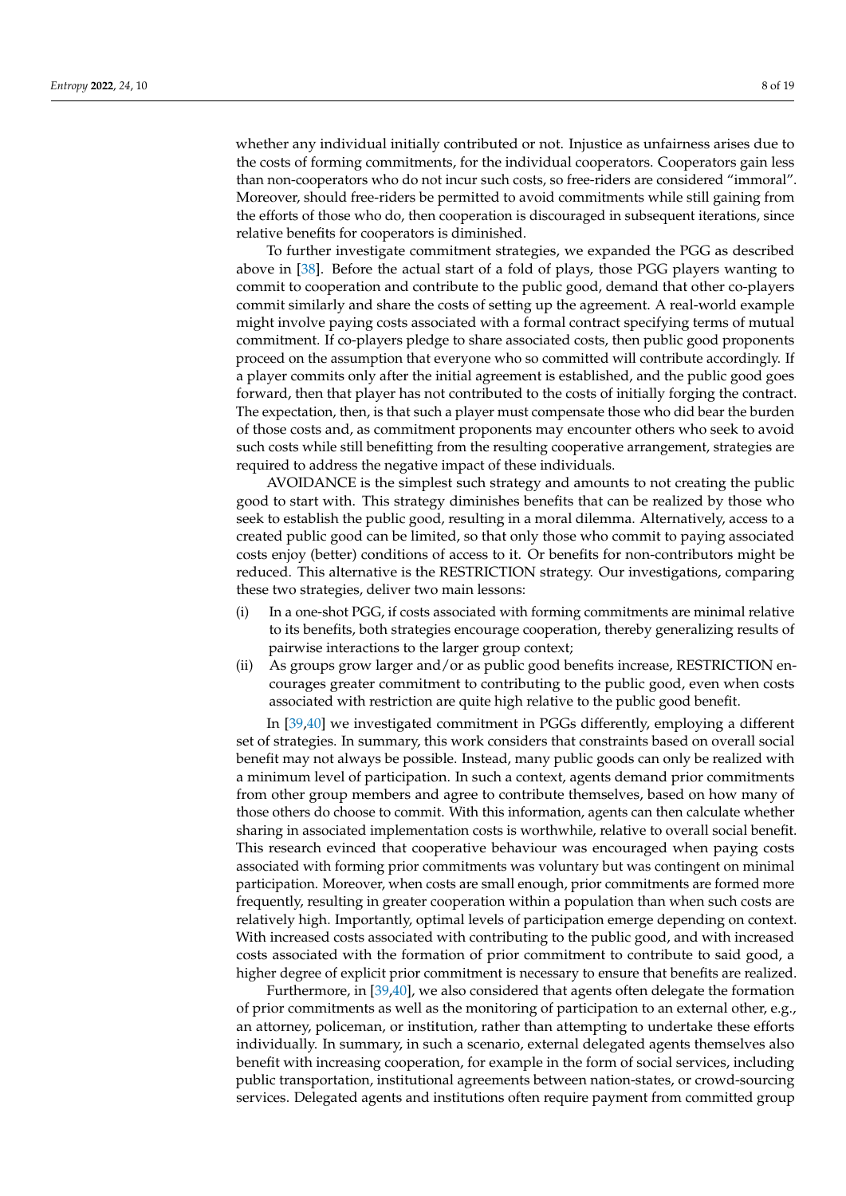whether any individual initially contributed or not. Injustice as unfairness arises due to the costs of forming commitments, for the individual cooperators. Cooperators gain less than non-cooperators who do not incur such costs, so free-riders are considered "immoral". Moreover, should free-riders be permitted to avoid commitments while still gaining from the efforts of those who do, then cooperation is discouraged in subsequent iterations, since relative benefits for cooperators is diminished.

To further investigate commitment strategies, we expanded the PGG as described above in [38]. Before the actual start of a fold of plays, those PGG players wanting to commit to cooperation and contribute to the public good, demand that other co-players commit similarly and share the costs of setting up the agreement. A real-world example might involve paying costs associated with a formal contract specifying terms of mutual commitment. If co-players pledge to share associated costs, then public good proponents proceed on the assumption that everyone who so committed will contribute accordingly. If a player commits only after the initial agreement is established, and the public good goes forward, then that player has not contributed to the costs of initially forging the contract. The expectation, then, is that such a player must compensate those who did bear the burden of those costs and, as commitment proponents may encounter others who seek to avoid such costs while still benefitting from the resulting cooperative arrangement, strategies are required to address the negative impact of these individuals.

AVOIDANCE is the simplest such strategy and amounts to not creating the public good to start with. This strategy diminishes benefits that can be realized by those who seek to establish the public good, resulting in a moral dilemma. Alternatively, access to a created public good can be limited, so that only those who commit to paying associated costs enjoy (better) conditions of access to it. Or benefits for non-contributors might be reduced. This alternative is the RESTRICTION strategy. Our investigations, comparing these two strategies, deliver two main lessons:

(i) In a one-shot PGG, if costs associated with forming commitments are minimal relative to its benefits, both strategies encourage cooperation, thereby generalizing results of pairwise interactions to the larger group context;

(ii) As groups grow larger and/or as public good benefits increase, RESTRICTION encourages greater commitment to contributing to the public good, even when costs associated with restriction are quite high relative to the public good benefit.

In [39,40] we investigated commitment in PGGs differently, employing a different set of strategies. In summary, this work considers that constraints based on overall social benefit may not always be possible. Instead, many public goods can only be realized with a minimum level of participation. In such a context, agents demand prior commitments from other group members and agree to contribute themselves, based on how many of those others do choose to commit. With this information, agents can then calculate whether sharing in associated implementation costs is worthwhile, relative to overall social benefit. This research evinced that cooperative behaviour was encouraged when paying costs associated with forming prior commitments was voluntary but was contingent on minimal participation. Moreover, when costs are small enough, prior commitments are formed more frequently, resulting in greater cooperation within a population than when such costs are relatively high. Importantly, optimal levels of participation emerge depending on context. With increased costs associated with contributing to the public good, and with increased costs associated with the formation of prior commitment to contribute to said good, a higher degree of explicit prior commitment is necessary to ensure that benefits are realized.

Furthermore, in [39,40], we also considered that agents often delegate the formation of prior commitments as well as the monitoring of participation to an external other, e.g., an attorney, policeman, or institution, rather than attempting to undertake these efforts individually. In summary, in such a scenario, external delegated agents themselves also benefit with increasing cooperation, for example in the form of social services, including public transportation, institutional agreements between nation-states, or crowd-sourcing services. Delegated agents and institutions often require payment from committed group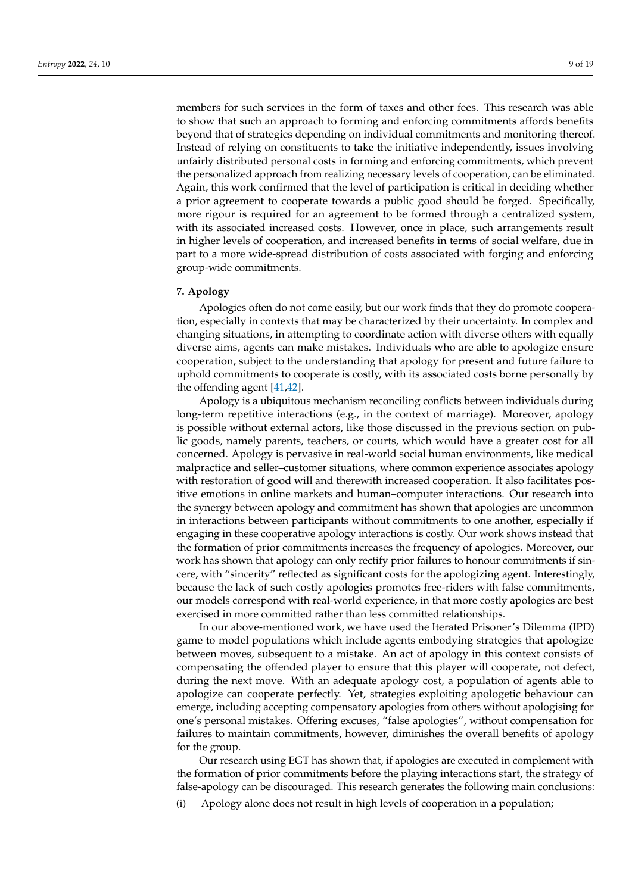members for such services in the form of taxes and other fees. This research was able to show that such an approach to forming and enforcing commitments affords benefits beyond that of strategies depending on individual commitments and monitoring thereof. Instead of relying on constituents to take the initiative independently, issues involving unfairly distributed personal costs in forming and enforcing commitments, which prevent the personalized approach from realizing necessary levels of cooperation, can be eliminated. Again, this work confirmed that the level of participation is critical in deciding whether a prior agreement to cooperate towards a public good should be forged. Specifically, more rigour is required for an agreement to be formed through a centralized system, with its associated increased costs. However, once in place, such arrangements result in higher levels of cooperation, and increased benefits in terms of social welfare, due in part to a more wide-spread distribution of costs associated with forging and enforcing group-wide commitments.

## 7. Apology

Apologies often do not come easily, but our work finds that they do promote cooperation, especially in contexts that may be characterized by their uncertainty. In complex and changing situations, in attempting to coordinate action with diverse others with equally diverse aims, agents can make mistakes. Individuals who are able to apologize ensure cooperation, subject to the understanding that apology for present and future failure to uphold commitments to cooperate is costly, with its associated costs borne personally by the offending agent [41,42].

Apology is a ubiquitous mechanism reconciling conflicts between individuals during long-term repetitive interactions (e.g., in the context of marriage). Moreover, apology is possible without external actors, like those discussed in the previous section on public goods, namely parents, teachers, or courts, which would have a greater cost for all concerned. Apology is pervasive in real-world social human environments, like medical malpractice and seller–customer situations, where common experience associates apology with restoration of good will and therewith increased cooperation. It also facilitates positive emotions in online markets and human–computer interactions. Our research into the synergy between apology and commitment has shown that apologies are uncommon in interactions between participants without commitments to one another, especially if engaging in these cooperative apology interactions is costly. Our work shows instead that the formation of prior commitments increases the frequency of apologies. Moreover, our work has shown that apology can only rectify prior failures to honour commitments if sincere, with "sincerity" reflected as significant costs for the apologizing agent. Interestingly, because the lack of such costly apologies promotes free-riders with false commitments, our models correspond with real-world experience, in that more costly apologies are best exercised in more committed rather than less committed relationships.

In our above-mentioned work, we have used the Iterated Prisoner's Dilemma (IPD) game to model populations which include agents embodying strategies that apologize between moves, subsequent to a mistake. An act of apology in this context consists of compensating the offended player to ensure that this player will cooperate, not defect, during the next move. With an adequate apology cost, a population of agents able to apologize can cooperate perfectly. Yet, strategies exploiting apologetic behaviour can emerge, including accepting compensatory apologies from others without apologising for one's personal mistakes. Offering excuses, "false apologies", without compensation for failures to maintain commitments, however, diminishes the overall benefits of apology for the group.

Our research using EGT has shown that, if apologies are executed in complement with the formation of prior commitments before the playing interactions start, the strategy of false-apology can be discouraged. This research generates the following main conclusions:

(i) Apology alone does not result in high levels of cooperation in a population;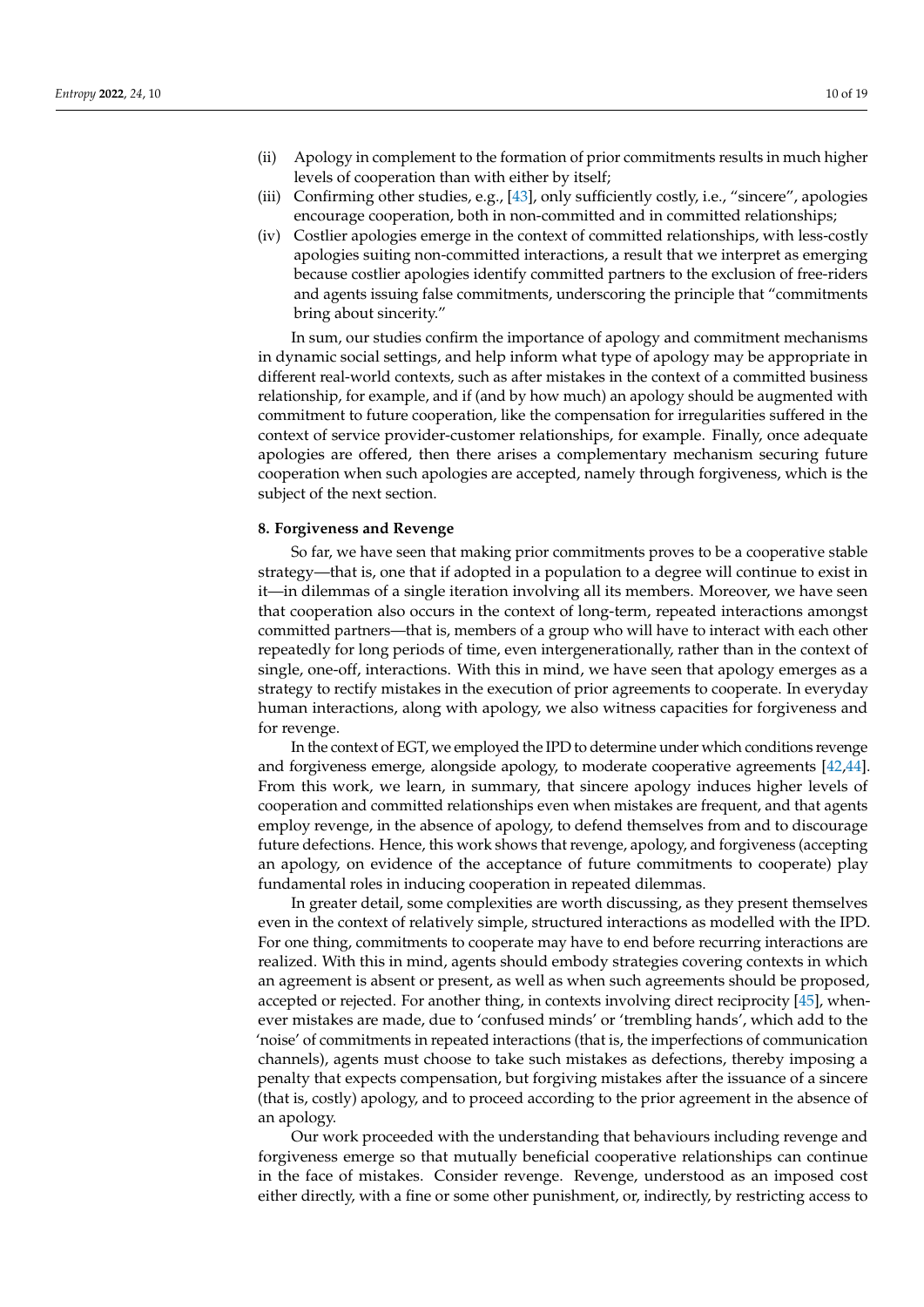(ii) Apology in complement to the formation of prior commitments results in much higher levels of cooperation than with either by itself;
(iii) Confirming other studies, e.g., [43], only sufficiently costly, i.e., "sincere", apologies encourage cooperation, both in non-committed and in committed relationships;
(iv) Costlier apologies emerge in the context of committed relationships, with less-costly apologies suiting non-committed interactions, a result that we interpret as emerging because costlier apologies identify committed partners to the exclusion of free-riders and agents issuing false commitments, underscoring the principle that "commitments bring about sincerity."

In sum, our studies confirm the importance of apology and commitment mechanisms in dynamic social settings, and help inform what type of apology may be appropriate in different real-world contexts, such as after mistakes in the context of a committed business relationship, for example, and if (and by how much) an apology should be augmented with commitment to future cooperation, like the compensation for irregularities suffered in the context of service provider-customer relationships, for example. Finally, once adequate apologies are offered, then there arises a complementary mechanism securing future cooperation when such apologies are accepted, namely through forgiveness, which is the subject of the next section.

## 8. Forgiveness and Revenge

So far, we have seen that making prior commitments proves to be a cooperative stable strategy—that is, one that if adopted in a population to a degree will continue to exist in it—in dilemmas of a single iteration involving all its members. Moreover, we have seen that cooperation also occurs in the context of long-term, repeated interactions amongst committed partners—that is, members of a group who will have to interact with each other repeatedly for long periods of time, even intergenerationally, rather than in the context of single, one-off, interactions. With this in mind, we have seen that apology emerges as a strategy to rectify mistakes in the execution of prior agreements to cooperate. In everyday human interactions, along with apology, we also witness capacities for forgiveness and for revenge.

In the context of EGT, we employed the IPD to determine under which conditions revenge and forgiveness emerge, alongside apology, to moderate cooperative agreements [42,44]. From this work, we learn, in summary, that sincere apology induces higher levels of cooperation and committed relationships even when mistakes are frequent, and that agents employ revenge, in the absence of apology, to defend themselves from and to discourage future defections. Hence, this work shows that revenge, apology, and forgiveness (accepting an apology, on evidence of the acceptance of future commitments to cooperate) play fundamental roles in inducing cooperation in repeated dilemmas.

In greater detail, some complexities are worth discussing, as they present themselves even in the context of relatively simple, structured interactions as modelled with the IPD. For one thing, commitments to cooperate may have to end before recurring interactions are realized. With this in mind, agents should embody strategies covering contexts in which an agreement is absent or present, as well as when such agreements should be proposed, accepted or rejected. For another thing, in contexts involving direct reciprocity [45], whenever mistakes are made, due to 'confused minds' or 'trembling hands', which add to the 'noise' of commitments in repeated interactions (that is, the imperfections of communication channels), agents must choose to take such mistakes as defections, thereby imposing a penalty that expects compensation, but forgiving mistakes after the issuance of a sincere (that is, costly) apology, and to proceed according to the prior agreement in the absence of an apology.

Our work proceeded with the understanding that behaviours including revenge and forgiveness emerge so that mutually beneficial cooperative relationships can continue in the face of mistakes. Consider revenge. Revenge, understood as an imposed cost either directly, with a fine or some other punishment, or, indirectly, by restricting access to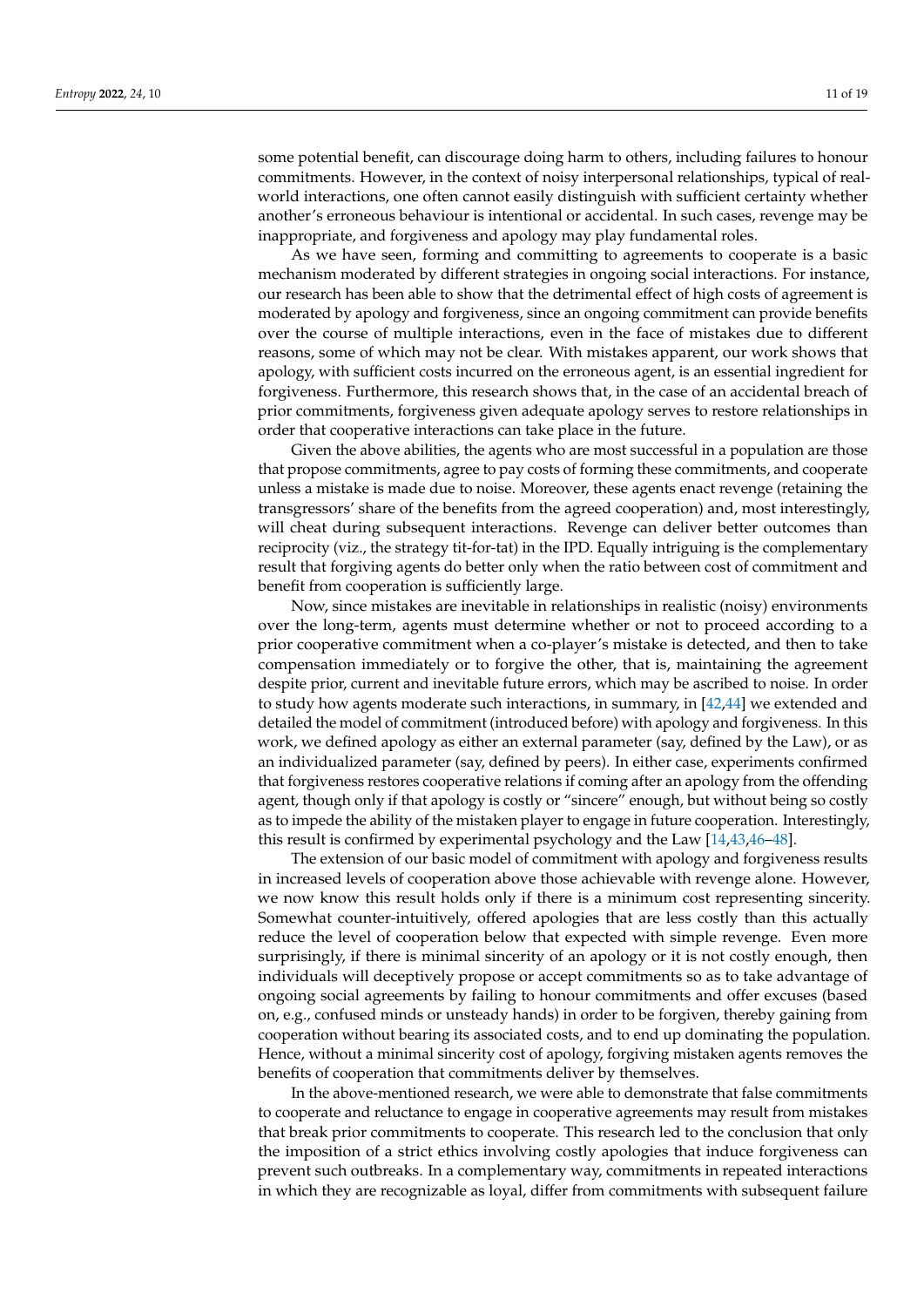some potential benefit, can discourage doing harm to others, including failures to honour commitments. However, in the context of noisy interpersonal relationships, typical of real-world interactions, one often cannot easily distinguish with sufficient certainty whether another's erroneous behaviour is intentional or accidental. In such cases, revenge may be inappropriate, and forgiveness and apology may play fundamental roles.

As we have seen, forming and committing to agreements to cooperate is a basic mechanism moderated by different strategies in ongoing social interactions. For instance, our research has been able to show that the detrimental effect of high costs of agreement is moderated by apology and forgiveness, since an ongoing commitment can provide benefits over the course of multiple interactions, even in the face of mistakes due to different reasons, some of which may not be clear. With mistakes apparent, our work shows that apology, with sufficient costs incurred on the erroneous agent, is an essential ingredient for forgiveness. Furthermore, this research shows that, in the case of an accidental breach of prior commitments, forgiveness given adequate apology serves to restore relationships in order that cooperative interactions can take place in the future.

Given the above abilities, the agents who are most successful in a population are those that propose commitments, agree to pay costs of forming these commitments, and cooperate unless a mistake is made due to noise. Moreover, these agents enact revenge (retaining the transgressors' share of the benefits from the agreed cooperation) and, most interestingly, will cheat during subsequent interactions. Revenge can deliver better outcomes than reciprocity (viz., the strategy tit-for-tat) in the IPD. Equally intriguing is the complementary result that forgiving agents do better only when the ratio between cost of commitment and benefit from cooperation is sufficiently large.

Now, since mistakes are inevitable in relationships in realistic (noisy) environments over the long-term, agents must determine whether or not to proceed according to a prior cooperative commitment when a co-player's mistake is detected, and then to take compensation immediately or to forgive the other, that is, maintaining the agreement despite prior, current and inevitable future errors, which may be ascribed to noise. In order to study how agents moderate such interactions, in summary, in [42,44] we extended and detailed the model of commitment (introduced before) with apology and forgiveness. In this work, we defined apology as either an external parameter (say, defined by the Law), or as an individualized parameter (say, defined by peers). In either case, experiments confirmed that forgiveness restores cooperative relations if coming after an apology from the offending agent, though only if that apology is costly or "sincere" enough, but without being so costly as to impede the ability of the mistaken player to engage in future cooperation. Interestingly, this result is confirmed by experimental psychology and the Law [14,43,46–48].

The extension of our basic model of commitment with apology and forgiveness results in increased levels of cooperation above those achievable with revenge alone. However, we now know this result holds only if there is a minimum cost representing sincerity. Somewhat counter-intuitively, offered apologies that are less costly than this actually reduce the level of cooperation below that expected with simple revenge. Even more surprisingly, if there is minimal sincerity of an apology or it is not costly enough, then individuals will deceptively propose or accept commitments so as to take advantage of ongoing social agreements by failing to honour commitments and offer excuses (based on, e.g., confused minds or unsteady hands) in order to be forgiven, thereby gaining from cooperation without bearing its associated costs, and to end up dominating the population. Hence, without a minimal sincerity cost of apology, forgiving mistaken agents removes the benefits of cooperation that commitments deliver by themselves.

In the above-mentioned research, we were able to demonstrate that false commitments to cooperate and reluctance to engage in cooperative agreements may result from mistakes that break prior commitments to cooperate. This research led to the conclusion that only the imposition of a strict ethics involving costly apologies that induce forgiveness can prevent such outbreaks. In a complementary way, commitments in repeated interactions in which they are recognizable as loyal, differ from commitments with subsequent failure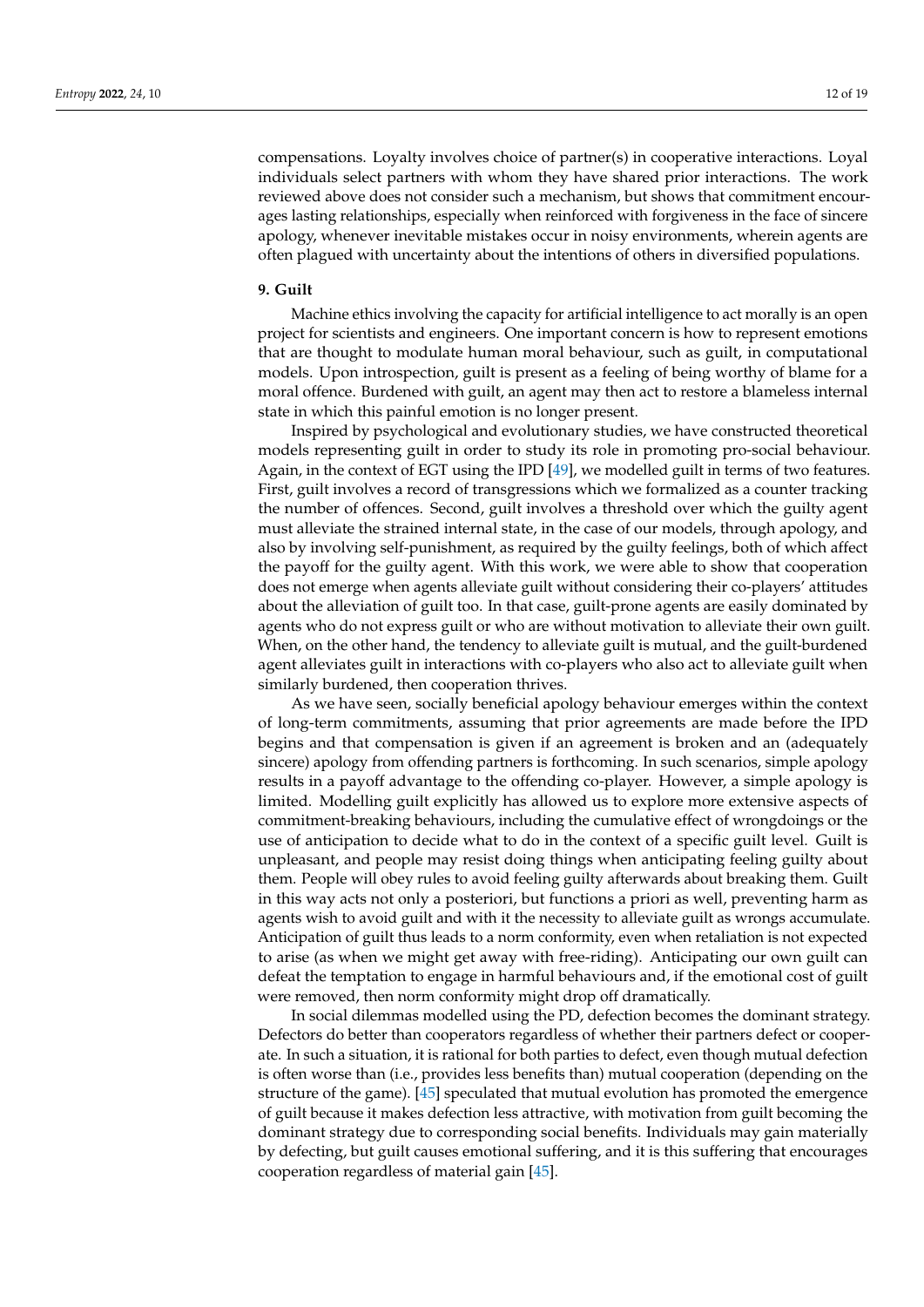compensations. Loyalty involves choice of partner(s) in cooperative interactions. Loyal individuals select partners with whom they have shared prior interactions. The work reviewed above does not consider such a mechanism, but shows that commitment encourages lasting relationships, especially when reinforced with forgiveness in the face of sincere apology, whenever inevitable mistakes occur in noisy environments, wherein agents are often plagued with uncertainty about the intentions of others in diversified populations.

## 9. Guilt

Machine ethics involving the capacity for artificial intelligence to act morally is an open project for scientists and engineers. One important concern is how to represent emotions that are thought to modulate human moral behaviour, such as guilt, in computational models. Upon introspection, guilt is present as a feeling of being worthy of blame for a moral offence. Burdened with guilt, an agent may then act to restore a blameless internal state in which this painful emotion is no longer present.

Inspired by psychological and evolutionary studies, we have constructed theoretical models representing guilt in order to study its role in promoting pro-social behaviour. Again, in the context of EGT using the IPD [49], we modelled guilt in terms of two features. First, guilt involves a record of transgressions which we formalized as a counter tracking the number of offences. Second, guilt involves a threshold over which the guilty agent must alleviate the strained internal state, in the case of our models, through apology, and also by involving self-punishment, as required by the guilty feelings, both of which affect the payoff for the guilty agent. With this work, we were able to show that cooperation does not emerge when agents alleviate guilt without considering their co-players' attitudes about the alleviation of guilt too. In that case, guilt-prone agents are easily dominated by agents who do not express guilt or who are without motivation to alleviate their own guilt. When, on the other hand, the tendency to alleviate guilt is mutual, and the guilt-burdened agent alleviates guilt in interactions with co-players who also act to alleviate guilt when similarly burdened, then cooperation thrives.

As we have seen, socially beneficial apology behaviour emerges within the context of long-term commitments, assuming that prior agreements are made before the IPD begins and that compensation is given if an agreement is broken and an (adequately sincere) apology from offending partners is forthcoming. In such scenarios, simple apology results in a payoff advantage to the offending co-player. However, a simple apology is limited. Modelling guilt explicitly has allowed us to explore more extensive aspects of commitment-breaking behaviours, including the cumulative effect of wrongdoings or the use of anticipation to decide what to do in the context of a specific guilt level. Guilt is unpleasant, and people may resist doing things when anticipating feeling guilty about them. People will obey rules to avoid feeling guilty afterwards about breaking them. Guilt in this way acts not only a posteriori, but functions a priori as well, preventing harm as agents wish to avoid guilt and with it the necessity to alleviate guilt as wrongs accumulate. Anticipation of guilt thus leads to a norm conformity, even when retaliation is not expected to arise (as when we might get away with free-riding). Anticipating our own guilt can defeat the temptation to engage in harmful behaviours and, if the emotional cost of guilt were removed, then norm conformity might drop off dramatically.

In social dilemmas modelled using the PD, defection becomes the dominant strategy. Defectors do better than cooperators regardless of whether their partners defect or cooperate. In such a situation, it is rational for both parties to defect, even though mutual defection is often worse than (i.e., provides less benefits than) mutual cooperation (depending on the structure of the game). [45] speculated that mutual evolution has promoted the emergence of guilt because it makes defection less attractive, with motivation from guilt becoming the dominant strategy due to corresponding social benefits. Individuals may gain materially by defecting, but guilt causes emotional suffering, and it is this suffering that encourages cooperation regardless of material gain [45].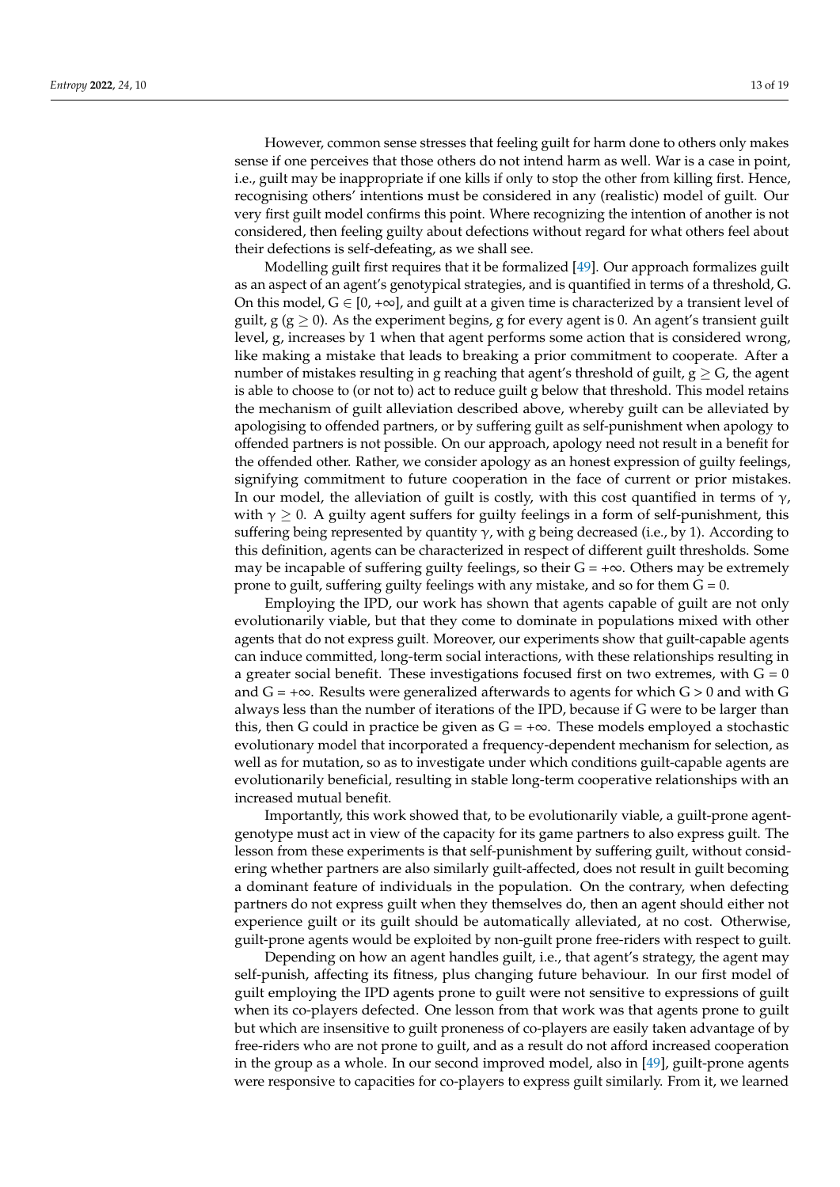However, common sense stresses that feeling guilt for harm done to others only makes sense if one perceives that those others do not intend harm as well. War is a case in point, i.e., guilt may be inappropriate if one kills if only to stop the other from killing first. Hence, recognising others' intentions must be considered in any (realistic) model of guilt. Our very first guilt model confirms this point. Where recognizing the intention of another is not considered, then feeling guilty about defections without regard for what others feel about their defections is self-defeating, as we shall see.

Modelling guilt first requires that it be formalized [49]. Our approach formalizes guilt as an aspect of an agent's genotypical strategies, and is quantified in terms of a threshold, G. On this model, $G \in [0, +\infty]$, and guilt at a given time is characterized by a transient level of guilt, g ($g \geq 0$). As the experiment begins, g for every agent is 0. An agent's transient guilt level, g, increases by 1 when that agent performs some action that is considered wrong, like making a mistake that leads to breaking a prior commitment to cooperate. After a number of mistakes resulting in g reaching that agent's threshold of guilt, $g \geq G$, the agent is able to choose to (or not to) act to reduce guilt g below that threshold. This model retains the mechanism of guilt alleviation described above, whereby guilt can be alleviated by apologising to offended partners, or by suffering guilt as self-punishment when apology to offended partners is not possible. On our approach, apology need not result in a benefit for the offended other. Rather, we consider apology as an honest expression of guilty feelings, signifying commitment to future cooperation in the face of current or prior mistakes. In our model, the alleviation of guilt is costly, with this cost quantified in terms of $\gamma$, with $\gamma \geq 0$. A guilty agent suffers for guilty feelings in a form of self-punishment, this suffering being represented by quantity $\gamma$, with g being decreased (i.e., by 1). According to this definition, agents can be characterized in respect of different guilt thresholds. Some may be incapable of suffering guilty feelings, so their $G = +\infty$. Others may be extremely prone to guilt, suffering guilty feelings with any mistake, and so for them $G = 0$.

Employing the IPD, our work has shown that agents capable of guilt are not only evolutionarily viable, but that they come to dominate in populations mixed with other agents that do not express guilt. Moreover, our experiments show that guilt-capable agents can induce committed, long-term social interactions, with these relationships resulting in a greater social benefit. These investigations focused first on two extremes, with $G = 0$ and $G = +\infty$. Results were generalized afterwards to agents for which $G > 0$ and with G always less than the number of iterations of the IPD, because if G were to be larger than this, then G could in practice be given as $G = +\infty$. These models employed a stochastic evolutionary model that incorporated a frequency-dependent mechanism for selection, as well as for mutation, so as to investigate under which conditions guilt-capable agents are evolutionarily beneficial, resulting in stable long-term cooperative relationships with an increased mutual benefit.

Importantly, this work showed that, to be evolutionarily viable, a guilt-prone agent-genotype must act in view of the capacity for its game partners to also express guilt. The lesson from these experiments is that self-punishment by suffering guilt, without considering whether partners are also similarly guilt-affected, does not result in guilt becoming a dominant feature of individuals in the population. On the contrary, when defecting partners do not express guilt when they themselves do, then an agent should either not experience guilt or its guilt should be automatically alleviated, at no cost. Otherwise, guilt-prone agents would be exploited by non-guilt prone free-riders with respect to guilt.

Depending on how an agent handles guilt, i.e., that agent's strategy, the agent may self-punish, affecting its fitness, plus changing future behaviour. In our first model of guilt employing the IPD agents prone to guilt were not sensitive to expressions of guilt when its co-players defected. One lesson from that work was that agents prone to guilt but which are insensitive to guilt proneness of co-players are easily taken advantage of by free-riders who are not prone to guilt, and as a result do not afford increased cooperation in the group as a whole. In our second improved model, also in [49], guilt-prone agents were responsive to capacities for co-players to express guilt similarly. From it, we learned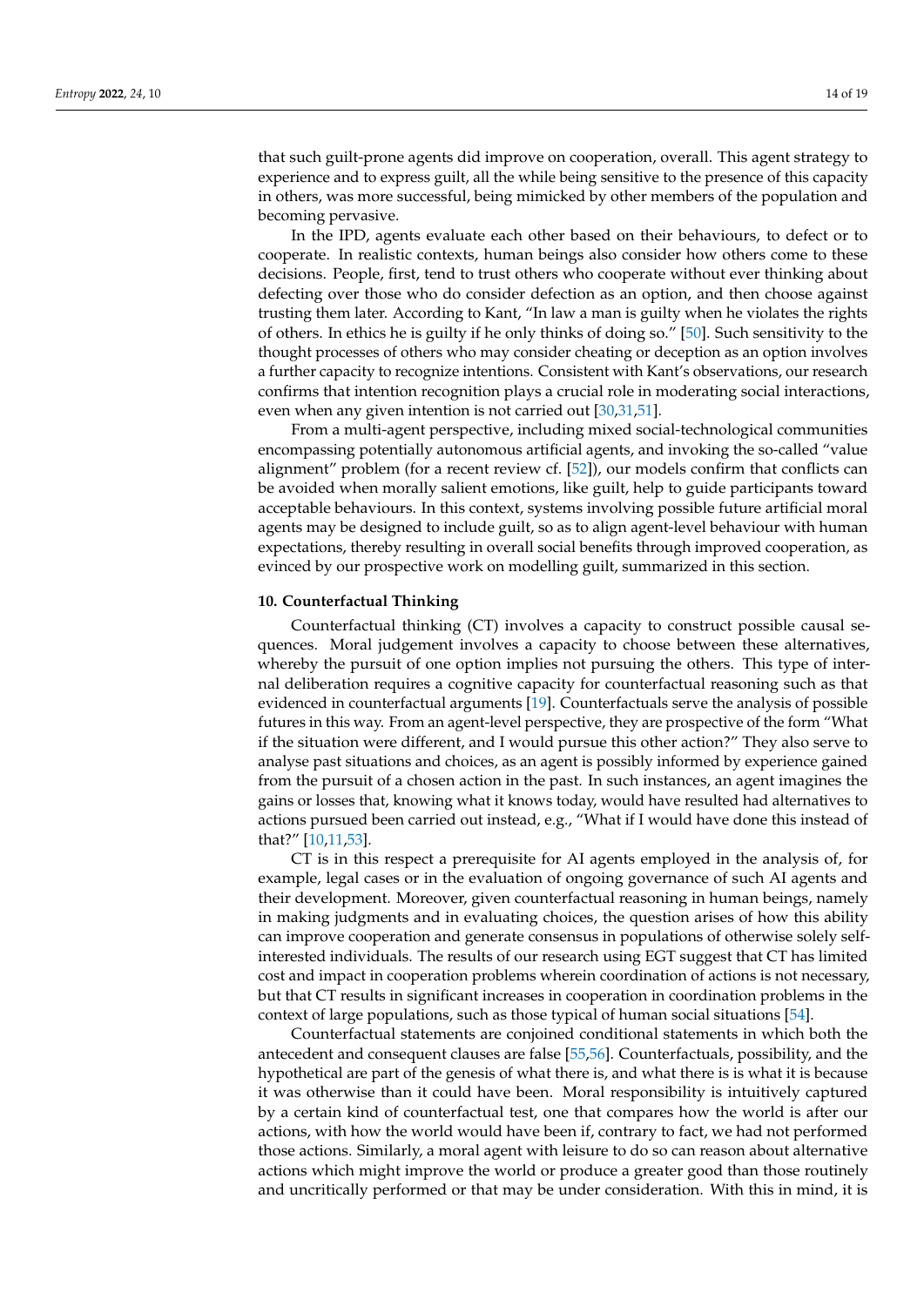that such guilt-prone agents did improve on cooperation, overall. This agent strategy to experience and to express guilt, all the while being sensitive to the presence of this capacity in others, was more successful, being mimicked by other members of the population and becoming pervasive.

In the IPD, agents evaluate each other based on their behaviours, to defect or to cooperate. In realistic contexts, human beings also consider how others come to these decisions. People, first, tend to trust others who cooperate without ever thinking about defecting over those who do consider defection as an option, and then choose against trusting them later. According to Kant, "In law a man is guilty when he violates the rights of others. In ethics he is guilty if he only thinks of doing so." [50]. Such sensitivity to the thought processes of others who may consider cheating or deception as an option involves a further capacity to recognize intentions. Consistent with Kant's observations, our research confirms that intention recognition plays a crucial role in moderating social interactions, even when any given intention is not carried out [30,31,51].

From a multi-agent perspective, including mixed social-technological communities encompassing potentially autonomous artificial agents, and invoking the so-called "value alignment" problem (for a recent review cf. [52]), our models confirm that conflicts can be avoided when morally salient emotions, like guilt, help to guide participants toward acceptable behaviours. In this context, systems involving possible future artificial moral agents may be designed to include guilt, so as to align agent-level behaviour with human expectations, thereby resulting in overall social benefits through improved cooperation, as evinced by our prospective work on modelling guilt, summarized in this section.

## 10. Counterfactual Thinking

Counterfactual thinking (CT) involves a capacity to construct possible causal sequences. Moral judgement involves a capacity to choose between these alternatives, whereby the pursuit of one option implies not pursuing the others. This type of internal deliberation requires a cognitive capacity for counterfactual reasoning such as that evidenced in counterfactual arguments [19]. Counterfactuals serve the analysis of possible futures in this way. From an agent-level perspective, they are prospective of the form "What if the situation were different, and I would pursue this other action?" They also serve to analyse past situations and choices, as an agent is possibly informed by experience gained from the pursuit of a chosen action in the past. In such instances, an agent imagines the gains or losses that, knowing what it knows today, would have resulted had alternatives to actions pursued been carried out instead, e.g., "What if I would have done this instead of that?" [10,11,53].

CT is in this respect a prerequisite for AI agents employed in the analysis of, for example, legal cases or in the evaluation of ongoing governance of such AI agents and their development. Moreover, given counterfactual reasoning in human beings, namely in making judgments and in evaluating choices, the question arises of how this ability can improve cooperation and generate consensus in populations of otherwise solely self-interested individuals. The results of our research using EGT suggest that CT has limited cost and impact in cooperation problems wherein coordination of actions is not necessary, but that CT results in significant increases in cooperation in coordination problems in the context of large populations, such as those typical of human social situations [54].

Counterfactual statements are conjoined conditional statements in which both the antecedent and consequent clauses are false [55,56]. Counterfactuals, possibility, and the hypothetical are part of the genesis of what there is, and what there is is what it is because it was otherwise than it could have been. Moral responsibility is intuitively captured by a certain kind of counterfactual test, one that compares how the world is after our actions, with how the world would have been if, contrary to fact, we had not performed those actions. Similarly, a moral agent with leisure to do so can reason about alternative actions which might improve the world or produce a greater good than those routinely and uncritically performed or that may be under consideration. With this in mind, it is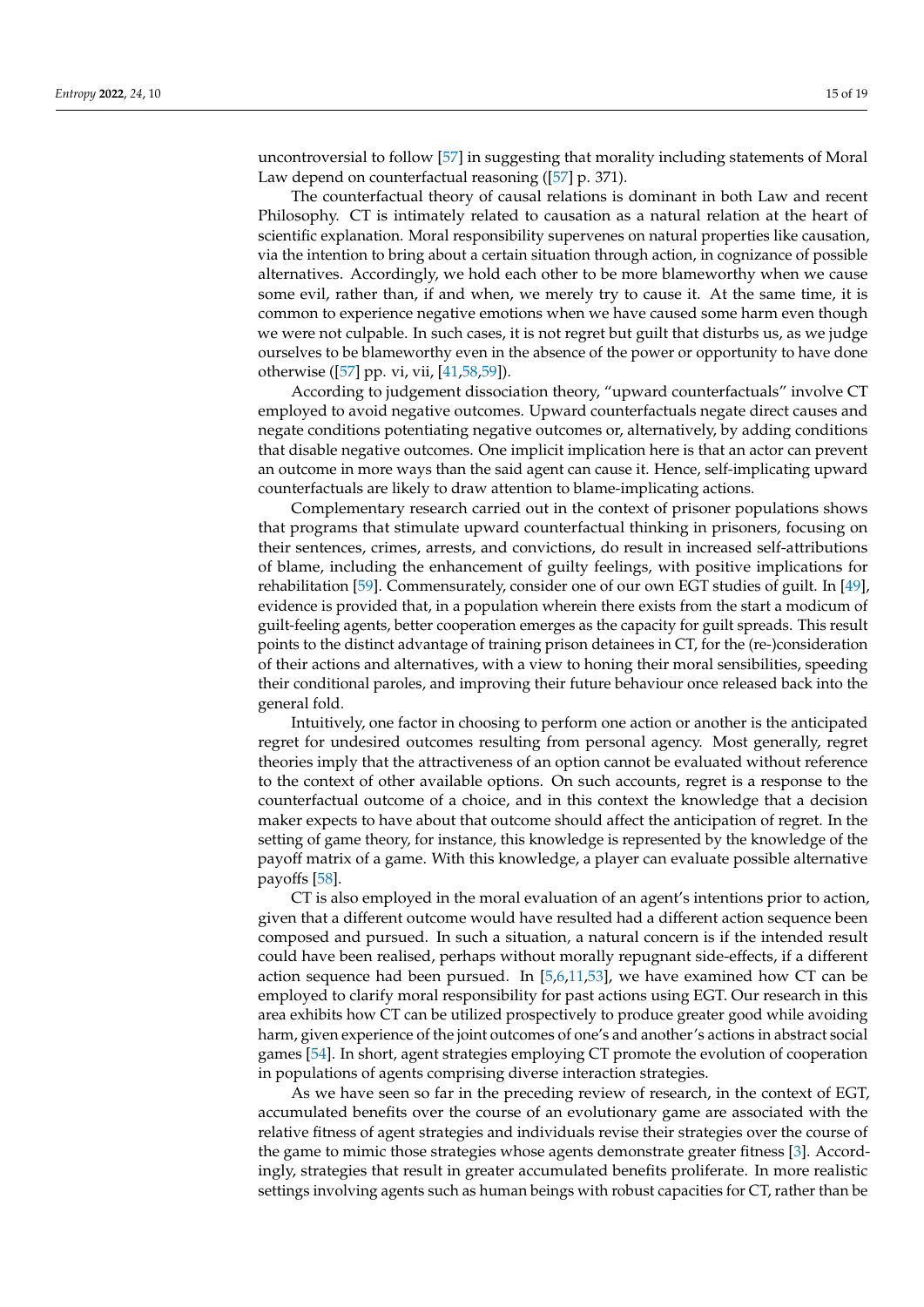uncontroversial to follow [57] in suggesting that morality including statements of Moral Law depend on counterfactual reasoning ([57] p. 371).

The counterfactual theory of causal relations is dominant in both Law and recent Philosophy. CT is intimately related to causation as a natural relation at the heart of scientific explanation. Moral responsibility supervenes on natural properties like causation, via the intention to bring about a certain situation through action, in cognizance of possible alternatives. Accordingly, we hold each other to be more blameworthy when we cause some evil, rather than, if and when, we merely try to cause it. At the same time, it is common to experience negative emotions when we have caused some harm even though we were not culpable. In such cases, it is not regret but guilt that disturbs us, as we judge ourselves to be blameworthy even in the absence of the power or opportunity to have done otherwise ([57] pp. vi, vii, [41,58,59]).

According to judgement dissociation theory, "upward counterfactuals" involve CT employed to avoid negative outcomes. Upward counterfactuals negate direct causes and negate conditions potentiating negative outcomes or, alternatively, by adding conditions that disable negative outcomes. One implicit implication here is that an actor can prevent an outcome in more ways than the said agent can cause it. Hence, self-implicating upward counterfactuals are likely to draw attention to blame-implicating actions.

Complementary research carried out in the context of prisoner populations shows that programs that stimulate upward counterfactual thinking in prisoners, focusing on their sentences, crimes, arrests, and convictions, do result in increased self-attributions of blame, including the enhancement of guilty feelings, with positive implications for rehabilitation [59]. Commensurately, consider one of our own EGT studies of guilt. In [49], evidence is provided that, in a population wherein there exists from the start a modicum of guilt-feeling agents, better cooperation emerges as the capacity for guilt spreads. This result points to the distinct advantage of training prison detainees in CT, for the (re-)consideration of their actions and alternatives, with a view to honing their moral sensibilities, speeding their conditional paroles, and improving their future behaviour once released back into the general fold.

Intuitively, one factor in choosing to perform one action or another is the anticipated regret for undesired outcomes resulting from personal agency. Most generally, regret theories imply that the attractiveness of an option cannot be evaluated without reference to the context of other available options. On such accounts, regret is a response to the counterfactual outcome of a choice, and in this context the knowledge that a decision maker expects to have about that outcome should affect the anticipation of regret. In the setting of game theory, for instance, this knowledge is represented by the knowledge of the payoff matrix of a game. With this knowledge, a player can evaluate possible alternative payoffs [58].

CT is also employed in the moral evaluation of an agent's intentions prior to action, given that a different outcome would have resulted had a different action sequence been composed and pursued. In such a situation, a natural concern is if the intended result could have been realised, perhaps without morally repugnant side-effects, if a different action sequence had been pursued. In [5,6,11,53], we have examined how CT can be employed to clarify moral responsibility for past actions using EGT. Our research in this area exhibits how CT can be utilized prospectively to produce greater good while avoiding harm, given experience of the joint outcomes of one's and another's actions in abstract social games [54]. In short, agent strategies employing CT promote the evolution of cooperation in populations of agents comprising diverse interaction strategies.

As we have seen so far in the preceding review of research, in the context of EGT, accumulated benefits over the course of an evolutionary game are associated with the relative fitness of agent strategies and individuals revise their strategies over the course of the game to mimic those strategies whose agents demonstrate greater fitness [3]. Accordingly, strategies that result in greater accumulated benefits proliferate. In more realistic settings involving agents such as human beings with robust capacities for CT, rather than be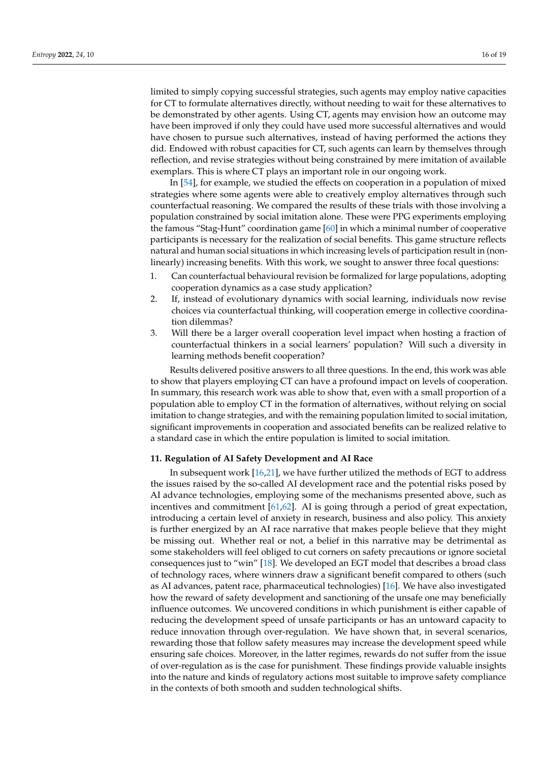limited to simply copying successful strategies, such agents may employ native capacities for CT to formulate alternatives directly, without needing to wait for these alternatives to be demonstrated by other agents. Using CT, agents may envision how an outcome may have been improved if only they could have used more successful alternatives and would have chosen to pursue such alternatives, instead of having performed the actions they did. Endowed with robust capacities for CT, such agents can learn by themselves through reflection, and revise strategies without being constrained by mere imitation of available exemplars. This is where CT plays an important role in our ongoing work.

In [54], for example, we studied the effects on cooperation in a population of mixed strategies where some agents were able to creatively employ alternatives through such counterfactual reasoning. We compared the results of these trials with those involving a population constrained by social imitation alone. These were PPG experiments employing the famous "Stag-Hunt" coordination game [60] in which a minimal number of cooperative participants is necessary for the realization of social benefits. This game structure reflects natural and human social situations in which increasing levels of participation result in (non-linearly) increasing benefits. With this work, we sought to answer three focal questions:

1. Can counterfactual behavioural revision be formalized for large populations, adopting cooperation dynamics as a case study application?
2. If, instead of evolutionary dynamics with social learning, individuals now revise choices via counterfactual thinking, will cooperation emerge in collective coordination dilemmas?
3. Will there be a larger overall cooperation level impact when hosting a fraction of counterfactual thinkers in a social learners' population? Will such a diversity in learning methods benefit cooperation?

Results delivered positive answers to all three questions. In the end, this work was able to show that players employing CT can have a profound impact on levels of cooperation. In summary, this research work was able to show that, even with a small proportion of a population able to employ CT in the formation of alternatives, without relying on social imitation to change strategies, and with the remaining population limited to social imitation, significant improvements in cooperation and associated benefits can be realized relative to a standard case in which the entire population is limited to social imitation.

## 11. Regulation of AI Safety Development and AI Race

In subsequent work [16,21], we have further utilized the methods of EGT to address the issues raised by the so-called AI development race and the potential risks posed by AI advance technologies, employing some of the mechanisms presented above, such as incentives and commitment [61,62]. AI is going through a period of great expectation, introducing a certain level of anxiety in research, business and also policy. This anxiety is further energized by an AI race narrative that makes people believe that they might be missing out. Whether real or not, a belief in this narrative may be detrimental as some stakeholders will feel obliged to cut corners on safety precautions or ignore societal consequences just to "win" [18]. We developed an EGT model that describes a broad class of technology races, where winners draw a significant benefit compared to others (such as AI advances, patent race, pharmaceutical technologies) [16]. We have also investigated how the reward of safety development and sanctioning of the unsafe one may beneficially influence outcomes. We uncovered conditions in which punishment is either capable of reducing the development speed of unsafe participants or has an untoward capacity to reduce innovation through over-regulation. We have shown that, in several scenarios, rewarding those that follow safety measures may increase the development speed while ensuring safe choices. Moreover, in the latter regimes, rewards do not suffer from the issue of over-regulation as is the case for punishment. These findings provide valuable insights into the nature and kinds of regulatory actions most suitable to improve safety compliance in the contexts of both smooth and sudden technological shifts.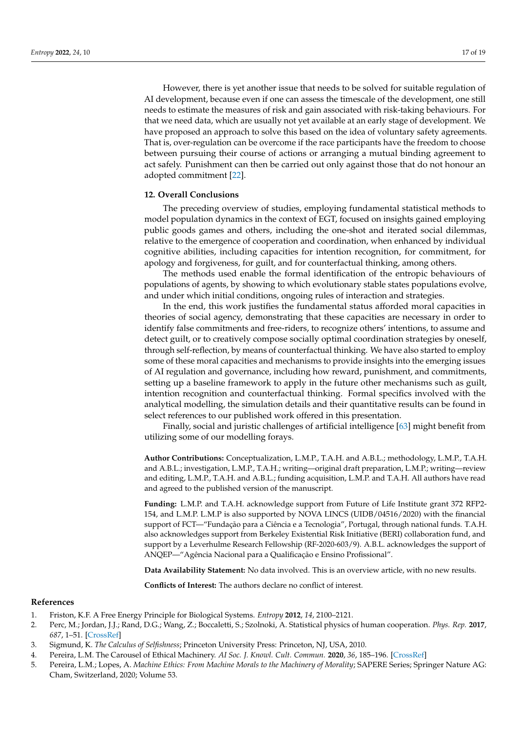However, there is yet another issue that needs to be solved for suitable regulation of AI development, because even if one can assess the timescale of the development, one still needs to estimate the measures of risk and gain associated with risk-taking behaviours. For that we need data, which are usually not yet available at an early stage of development. We have proposed an approach to solve this based on the idea of voluntary safety agreements. That is, over-regulation can be overcome if the race participants have the freedom to choose between pursuing their course of actions or arranging a mutual binding agreement to act safely. Punishment can then be carried out only against those that do not honour an adopted commitment [22].

## 12. Overall Conclusions

The preceding overview of studies, employing fundamental statistical methods to model population dynamics in the context of EGT, focused on insights gained employing public goods games and others, including the one-shot and iterated social dilemmas, relative to the emergence of cooperation and coordination, when enhanced by individual cognitive abilities, including capacities for intention recognition, for commitment, for apology and forgiveness, for guilt, and for counterfactual thinking, among others.

The methods used enable the formal identification of the entropic behaviours of populations of agents, by showing to which evolutionary stable states populations evolve, and under which initial conditions, ongoing rules of interaction and strategies.

In the end, this work justifies the fundamental status afforded moral capacities in theories of social agency, demonstrating that these capacities are necessary in order to identify false commitments and free-riders, to recognize others' intentions, to assume and detect guilt, or to creatively compose socially optimal coordination strategies by oneself, through self-reflection, by means of counterfactual thinking. We have also started to employ some of these moral capacities and mechanisms to provide insights into the emerging issues of AI regulation and governance, including how reward, punishment, and commitments, setting up a baseline framework to apply in the future other mechanisms such as guilt, intention recognition and counterfactual thinking. Formal specifics involved with the analytical modelling, the simulation details and their quantitative results can be found in select references to our published work offered in this presentation.

Finally, social and juristic challenges of artificial intelligence [63] might benefit from utilizing some of our modelling forays.

**Author Contributions:** Conceptualization, L.M.P., T.A.H. and A.B.L.; methodology, L.M.P., T.A.H. and A.B.L.; investigation, L.M.P., T.A.H.; writing—original draft preparation, L.M.P.; writing—review and editing, L.M.P., T.A.H. and A.B.L.; funding acquisition, L.M.P. and T.A.H. All authors have read and agreed to the published version of the manuscript.

**Funding:** L.M.P. and T.A.H. acknowledge support from Future of Life Institute grant 372 RFP2-154, and L.M.P. L.M.P. is also supported by NOVA LINCS (UIDB/04516/2020) with the financial support of FCT—"Fundação para a Ciência e a Tecnologia", Portugal, through national funds. T.A.H. also acknowledges support from Berkeley Existential Risk Initiative (BERI) collaboration fund, and support by a Leverhulme Research Fellowship (RF-2020-603/9). A.B.L. acknowledges the support of ANQEP—"Agência Nacional para a Qualificação e Ensino Profissional".

**Data Availability Statement:** No data involved. This is an overview article, with no new results.

**Conflicts of Interest:** The authors declare no conflict of interest.

## References

1. Friston, K.F. A Free Energy Principle for Biological Systems. *Entropy* **2012**, *14*, 2100–2121.
2. Perc, M.; Jordan, J.J.; Rand, D.G.; Wang, Z.; Boccaletti, S.; Szolnoki, A. Statistical physics of human cooperation. *Phys. Rep.* **2017**, *687*, 1–51. [CrossRef]
3. Sigmund, K. *The Calculus of Selfishness*; Princeton University Press: Princeton, NJ, USA, 2010.
4. Pereira, L.M. The Carousel of Ethical Machinery. *AI Soc. J. Knowl. Cult. Commun.* **2020**, *36*, 185–196. [CrossRef]
5. Pereira, L.M.; Lopes, A. *Machine Ethics: From Machine Morals to the Machinery of Morality*; SAPERE Series; Springer Nature AG: Cham, Switzerland, 2020; Volume 53.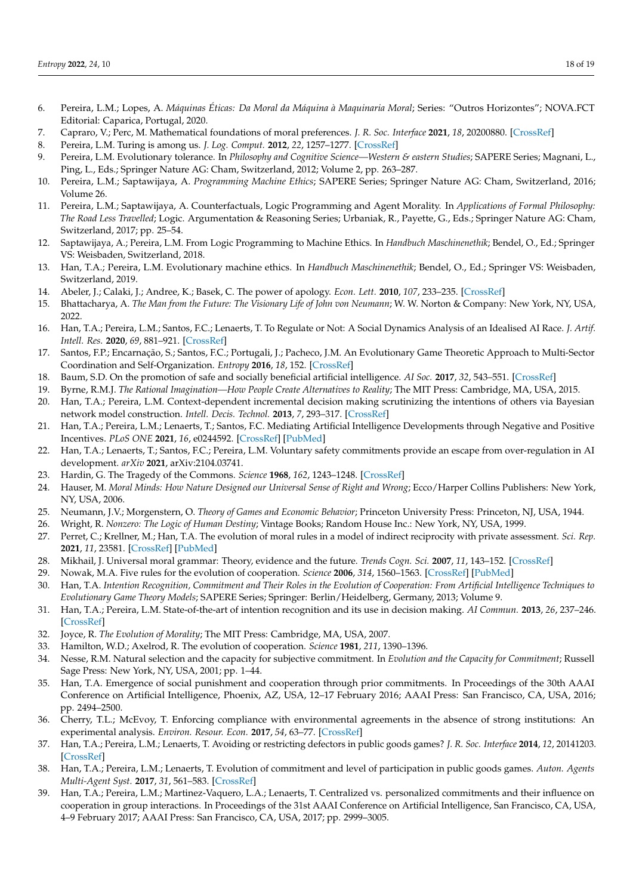6. Pereira, L.M.; Lopes, A. *Máquinas Éticas: Da Moral da Máquina à Maquinaria Moral*; Series: "Outros Horizontes"; NOVA.FCT Editorial: Caparica, Portugal, 2020.
7. Capraro, V.; Perc, M. Mathematical foundations of moral preferences. *J. R. Soc. Interface* **2021**, *18*, 20200880. [CrossRef]
8. Pereira, L.M. Turing is among us. *J. Log. Comput.* **2012**, *22*, 1257–1277. [CrossRef]
9. Pereira, L.M. Evolutionary tolerance. In *Philosophy and Cognitive Science—Western & eastern Studies*; SAPERE Series; Magnani, L., Ping, L., Eds.; Springer Nature AG: Cham, Switzerland, 2012; Volume 2, pp. 263–287.
10. Pereira, L.M.; Saptawijaya, A. *Programming Machine Ethics*; SAPERE Series; Springer Nature AG: Cham, Switzerland, 2016; Volume 26.
11. Pereira, L.M.; Saptawijaya, A. Counterfactuals, Logic Programming and Agent Morality. In *Applications of Formal Philosophy: The Road Less Travelled*; Logic. Argumentation & Reasoning Series; Urbaniak, R., Payette, G., Eds.; Springer Nature AG: Cham, Switzerland, 2017; pp. 25–54.
12. Saptawijaya, A.; Pereira, L.M. From Logic Programming to Machine Ethics. In *Handbuch Maschinenethik*; Bendel, O., Ed.; Springer VS: Weisbaden, Switzerland, 2018.
13. Han, T.A.; Pereira, L.M. Evolutionary machine ethics. In *Handbuch Maschinenethik*; Bendel, O., Ed.; Springer VS: Weisbaden, Switzerland, 2019.
14. Abeler, J.; Calaki, J.; Andree, K.; Basek, C. The power of apology. *Econ. Lett.* **2010**, *107*, 233–235. [CrossRef]
15. Bhattacharya, A. *The Man from the Future: The Visionary Life of John von Neumann*; W. W. Norton & Company: New York, NY, USA, 2022.
16. Han, T.A.; Pereira, L.M.; Santos, F.C.; Lenaerts, T. To Regulate or Not: A Social Dynamics Analysis of an Idealised AI Race. *J. Artif. Intell. Res.* **2020**, *69*, 881–921. [CrossRef]
17. Santos, F.P.; Encarnação, S.; Santos, F.C.; Portugali, J.; Pacheco, J.M. An Evolutionary Game Theoretic Approach to Multi-Sector Coordination and Self-Organization. *Entropy* **2016**, *18*, 152. [CrossRef]
18. Baum, S.D. On the promotion of safe and socially beneficial artificial intelligence. *AI Soc.* **2017**, *32*, 543–551. [CrossRef]
19. Byrne, R.M.J. *The Rational Imagination—How People Create Alternatives to Reality*; The MIT Press: Cambridge, MA, USA, 2015.
20. Han, T.A.; Pereira, L.M. Context-dependent incremental decision making scrutinizing the intentions of others via Bayesian network model construction. *Intell. Decis. Technol.* **2013**, *7*, 293–317. [CrossRef]
21. Han, T.A.; Pereira, L.M.; Lenaerts, T.; Santos, F.C. Mediating Artificial Intelligence Developments through Negative and Positive Incentives. *PLoS ONE* **2021**, *16*, e0244592. [CrossRef] [PubMed]
22. Han, T.A.; Lenaerts, T.; Santos, F.C.; Pereira, L.M. Voluntary safety commitments provide an escape from over-regulation in AI development. *arXiv* **2021**, arXiv:2104.03741.
23. Hardin, G. The Tragedy of the Commons. *Science* **1968**, *162*, 1243–1248. [CrossRef]
24. Hauser, M. *Moral Minds: How Nature Designed our Universal Sense of Right and Wrong*; Ecco/Harper Collins Publishers: New York, NY, USA, 2006.
25. Neumann, J.V.; Morgenstern, O. *Theory of Games and Economic Behavior*; Princeton University Press: Princeton, NJ, USA, 1944.
26. Wright, R. *Nonzero: The Logic of Human Destiny*; Vintage Books; Random House Inc.: New York, NY, USA, 1999.
27. Perret, C.; Krellner, M.; Han, T.A. The evolution of moral rules in a model of indirect reciprocity with private assessment. *Sci. Rep.* **2021**, *11*, 23581. [CrossRef] [PubMed]
28. Mikhail, J. Universal moral grammar: Theory, evidence and the future. *Trends Cogn. Sci.* **2007**, *11*, 143–152. [CrossRef]
29. Nowak, M.A. Five rules for the evolution of cooperation. *Science* **2006**, *314*, 1560–1563. [CrossRef] [PubMed]
30. Han, T.A. *Intention Recognition, Commitment and Their Roles in the Evolution of Cooperation: From Artificial Intelligence Techniques to Evolutionary Game Theory Models*; SAPERE Series; Springer: Berlin/Heidelberg, Germany, 2013; Volume 9.
31. Han, T.A.; Pereira, L.M. State-of-the-art of intention recognition and its use in decision making. *AI Commun.* **2013**, *26*, 237–246. [CrossRef]
32. Joyce, R. *The Evolution of Morality*; The MIT Press: Cambridge, MA, USA, 2007.
33. Hamilton, W.D.; Axelrod, R. The evolution of cooperation. *Science* **1981**, *211*, 1390–1396.
34. Nesse, R.M. Natural selection and the capacity for subjective commitment. In *Evolution and the Capacity for Commitment*; Russell Sage Press: New York, NY, USA, 2001; pp. 1–44.
35. Han, T.A. Emergence of social punishment and cooperation through prior commitments. In Proceedings of the 30th AAAI Conference on Artificial Intelligence, Phoenix, AZ, USA, 12–17 February 2016; AAAI Press: San Francisco, CA, USA, 2016; pp. 2494–2500.
36. Cherry, T.L.; McEvoy, T. Enforcing compliance with environmental agreements in the absence of strong institutions: An experimental analysis. *Environ. Resour. Econ.* **2017**, *54*, 63–77. [CrossRef]
37. Han, T.A.; Pereira, L.M.; Lenaerts, T. Avoiding or restricting defectors in public goods games? *J. R. Soc. Interface* **2014**, *12*, 20141203. [CrossRef]
38. Han, T.A.; Pereira, L.M.; Lenaerts, T. Evolution of commitment and level of participation in public goods games. *Auton. Agents Multi-Agent Syst.* **2017**, *31*, 561–583. [CrossRef]
39. Han, T.A.; Pereira, L.M.; Martinez-Vaquero, L.A.; Lenaerts, T. Centralized vs. personalized commitments and their influence on cooperation in group interactions. In Proceedings of the 31st AAAI Conference on Artificial Intelligence, San Francisco, CA, USA, 4–9 February 2017; AAAI Press: San Francisco, CA, USA, 2017; pp. 2999–3005.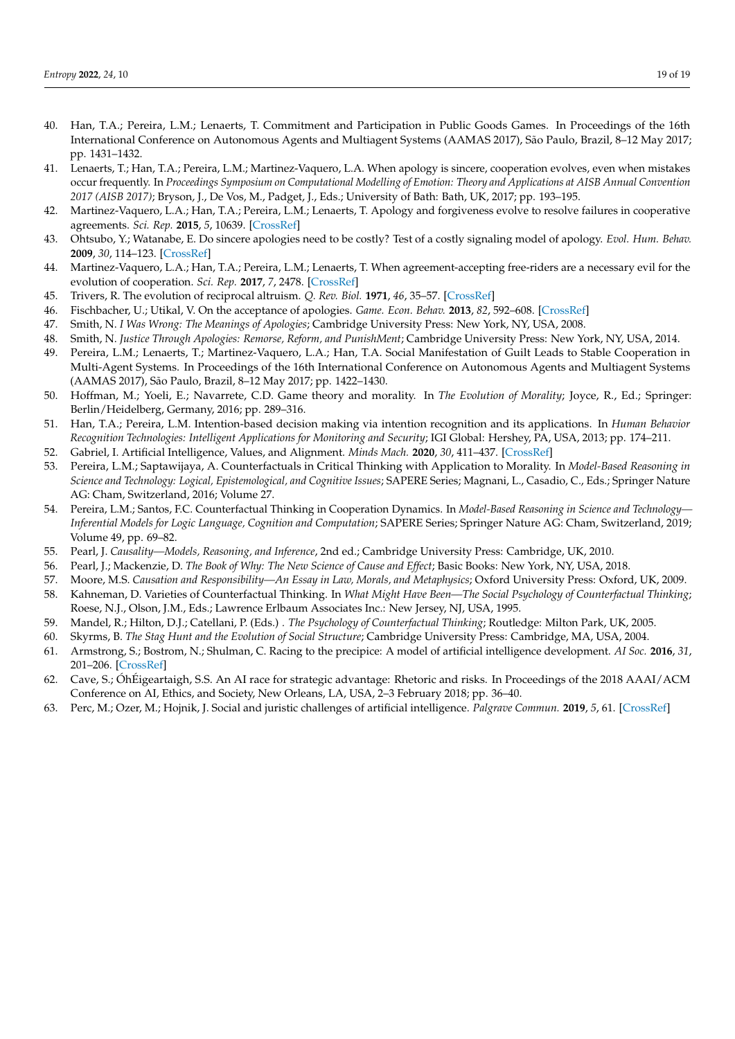40. Han, T.A.; Pereira, L.M.; Lenaerts, T. Commitment and Participation in Public Goods Games. In Proceedings of the 16th International Conference on Autonomous Agents and Multiagent Systems (AAMAS 2017), São Paulo, Brazil, 8–12 May 2017; pp. 1431–1432.
41. Lenaerts, T.; Han, T.A.; Pereira, L.M.; Martinez-Vaquero, L.A. When apology is sincere, cooperation evolves, even when mistakes occur frequently. In *Proceedings Symposium on Computational Modelling of Emotion: Theory and Applications at AISB Annual Convention 2017 (AISB 2017)*; Bryson, J., De Vos, M., Padget, J., Eds.; University of Bath: Bath, UK, 2017; pp. 193–195.
42. Martinez-Vaquero, L.A.; Han, T.A.; Pereira, L.M.; Lenaerts, T. Apology and forgiveness evolve to resolve failures in cooperative agreements. *Sci. Rep.* **2015**, *5*, 10639. [CrossRef]
43. Ohtsubo, Y.; Watanabe, E. Do sincere apologies need to be costly? Test of a costly signaling model of apology. *Evol. Hum. Behav.* **2009**, *30*, 114–123. [CrossRef]
44. Martinez-Vaquero, L.A.; Han, T.A.; Pereira, L.M.; Lenaerts, T. When agreement-accepting free-riders are a necessary evil for the evolution of cooperation. *Sci. Rep.* **2017**, *7*, 2478. [CrossRef]
45. Trivers, R. The evolution of reciprocal altruism. *Q. Rev. Biol.* **1971**, *46*, 35–57. [CrossRef]
46. Fischbacher, U.; Utikal, V. On the acceptance of apologies. *Game. Econ. Behav.* **2013**, *82*, 592–608. [CrossRef]
47. Smith, N. *I Was Wrong: The Meanings of Apologies*; Cambridge University Press: New York, NY, USA, 2008.
48. Smith, N. *Justice Through Apologies: Remorse, Reform, and PunishMent*; Cambridge University Press: New York, NY, USA, 2014.
49. Pereira, L.M.; Lenaerts, T.; Martinez-Vaquero, L.A.; Han, T.A. Social Manifestation of Guilt Leads to Stable Cooperation in Multi-Agent Systems. In Proceedings of the 16th International Conference on Autonomous Agents and Multiagent Systems (AAMAS 2017), São Paulo, Brazil, 8–12 May 2017; pp. 1422–1430.
50. Hoffman, M.; Yoeli, E.; Navarrete, C.D. Game theory and morality. In *The Evolution of Morality*; Joyce, R., Ed.; Springer: Berlin/Heidelberg, Germany, 2016; pp. 289–316.
51. Han, T.A.; Pereira, L.M. Intention-based decision making via intention recognition and its applications. In *Human Behavior Recognition Technologies: Intelligent Applications for Monitoring and Security*; IGI Global: Hershey, PA, USA, 2013; pp. 174–211.
52. Gabriel, I. Artificial Intelligence, Values, and Alignment. *Minds Mach.* **2020**, *30*, 411–437. [CrossRef]
53. Pereira, L.M.; Saptawijaya, A. Counterfactuals in Critical Thinking with Application to Morality. In *Model-Based Reasoning in Science and Technology: Logical, Epistemological, and Cognitive Issues*; SAPERE Series; Magnani, L., Casadio, C., Eds.; Springer Nature AG: Cham, Switzerland, 2016; Volume 27.
54. Pereira, L.M.; Santos, F.C. Counterfactual Thinking in Cooperation Dynamics. In *Model-Based Reasoning in Science and Technology—Inferential Models for Logic Language, Cognition and Computation*; SAPERE Series; Springer Nature AG: Cham, Switzerland, 2019; Volume 49, pp. 69–82.
55. Pearl, J. *Causality—Models, Reasoning, and Inference*, 2nd ed.; Cambridge University Press: Cambridge, UK, 2010.
56. Pearl, J.; Mackenzie, D. *The Book of Why: The New Science of Cause and Effect*; Basic Books: New York, NY, USA, 2018.
57. Moore, M.S. *Causation and Responsibility—An Essay in Law, Morals, and Metaphysics*; Oxford University Press: Oxford, UK, 2009.
58. Kahneman, D. Varieties of Counterfactual Thinking. In *What Might Have Been—The Social Psychology of Counterfactual Thinking*; Roese, N.J., Olson, J.M., Eds.; Lawrence Erlbaum Associates Inc.: New Jersey, NJ, USA, 1995.
59. Mandel, R.; Hilton, D.J.; Catellani, P. (Eds.) . *The Psychology of Counterfactual Thinking*; Routledge: Milton Park, UK, 2005.
60. Skyrms, B. *The Stag Hunt and the Evolution of Social Structure*; Cambridge University Press: Cambridge, MA, USA, 2004.
61. Armstrong, S.; Bostrom, N.; Shulman, C. Racing to the precipice: A model of artificial intelligence development. *AI Soc.* **2016**, *31*, 201–206. [CrossRef]
62. Cave, S.; ÓhÉigeartaigh, S.S. An AI race for strategic advantage: Rhetoric and risks. In Proceedings of the 2018 AAAI/ACM Conference on AI, Ethics, and Society, New Orleans, LA, USA, 2–3 February 2018; pp. 36–40.
63. Perc, M.; Ozer, M.; Hojnik, J. Social and juristic challenges of artificial intelligence. *Palgrave Commun.* **2019**, *5*, 61. [CrossRef]